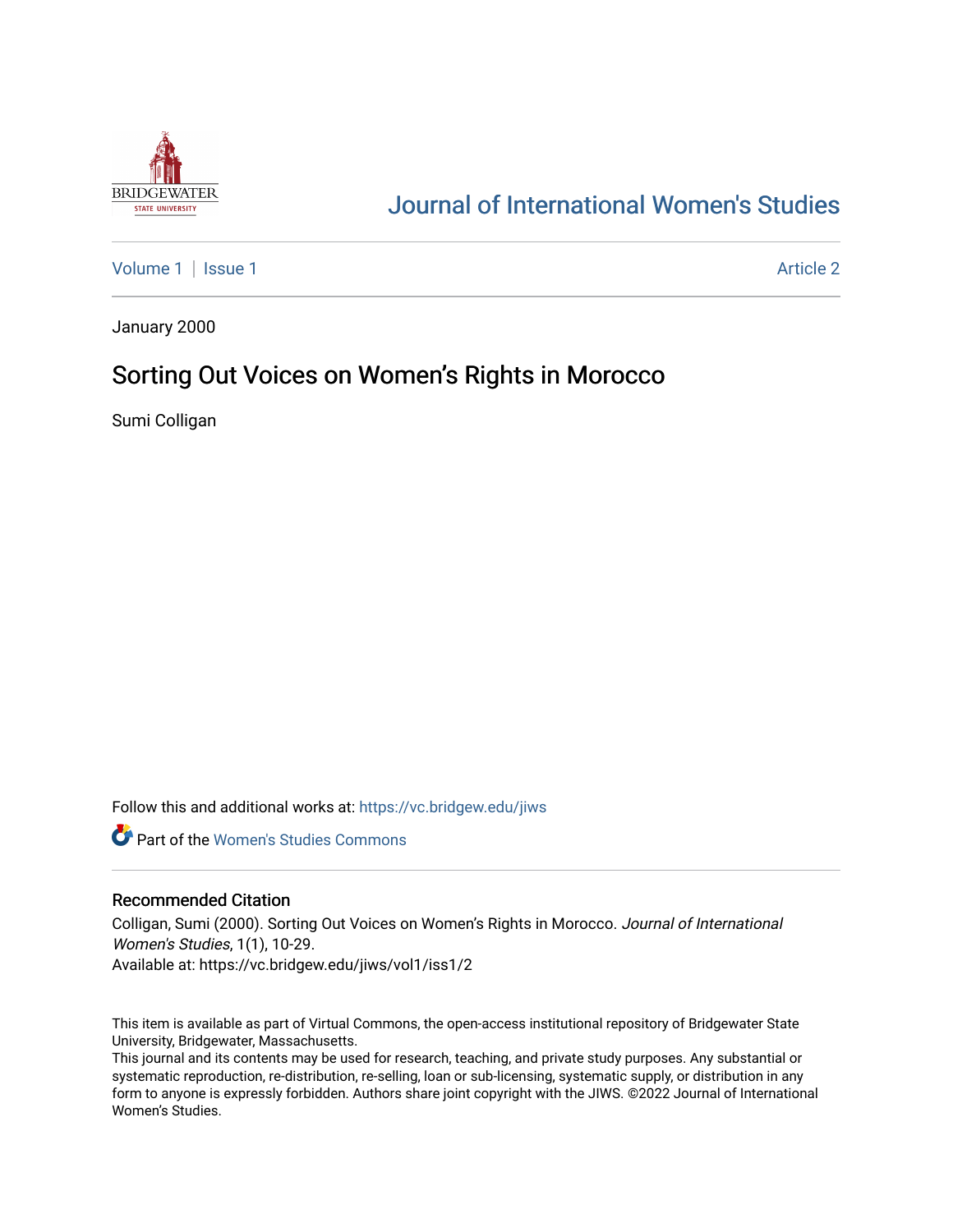BRIDGEWATER STATE UNIVERSITY

# Journal of International Women's Studies

Volume 1 | Issue 1 Article 2

January 2000

## Sorting Out Voices on Women's Rights in Morocco

Sumi Colligan

Follow this and additional works at: https://vc.bridgew.edu/jiws

Part of the Women's Studies Commons

### Recommended Citation

Colligan, Sumi (2000). Sorting Out Voices on Women's Rights in Morocco. *Journal of International Women's Studies*, 1(1), 10-29.
Available at: https://vc.bridgew.edu/jiws/vol1/iss1/2

This item is available as part of Virtual Commons, the open-access institutional repository of Bridgewater State University, Bridgewater, Massachusetts.
This journal and its contents may be used for research, teaching, and private study purposes. Any substantial or systematic reproduction, re-distribution, re-selling, loan or sub-licensing, systematic supply, or distribution in any form to anyone is expressly forbidden. Authors share joint copyright with the JIWS. ©2022 Journal of International Women's Studies.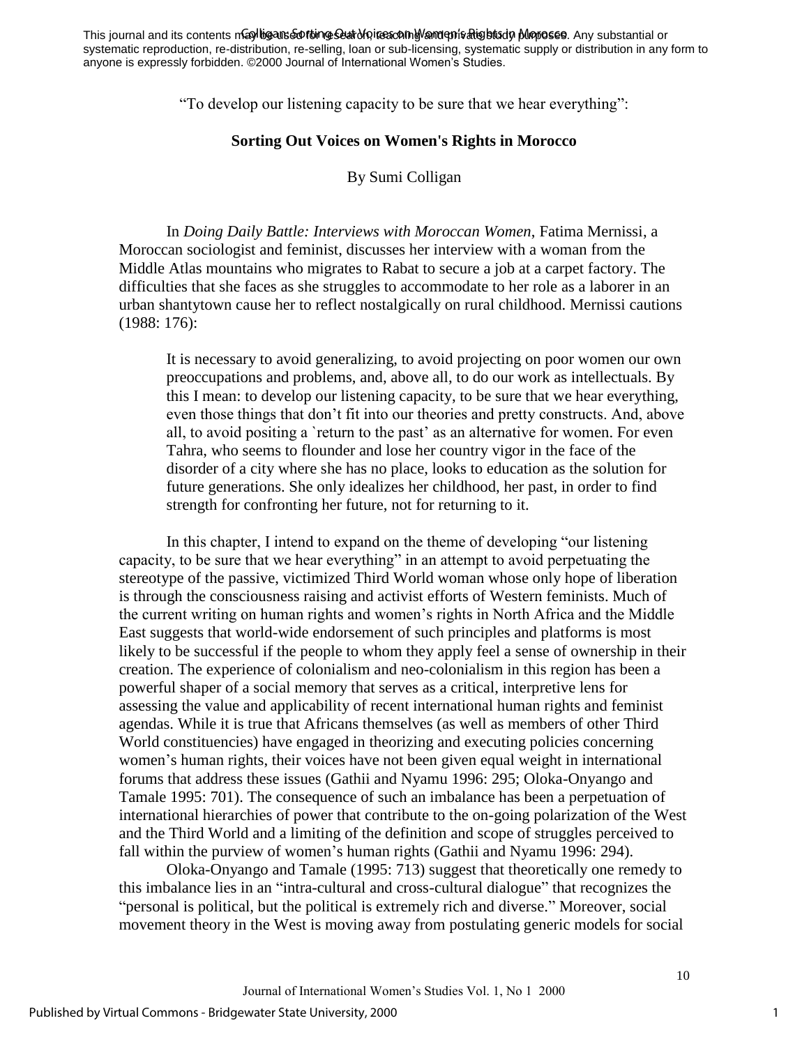"To develop our listening capacity to be sure that we hear everything":

## Sorting Out Voices on Women's Rights in Morocco

By Sumi Colligan

In *Doing Daily Battle: Interviews with Moroccan Women*, Fatima Mernissi, a Moroccan sociologist and feminist, discusses her interview with a woman from the Middle Atlas mountains who migrates to Rabat to secure a job at a carpet factory. The difficulties that she faces as she struggles to accommodate to her role as a laborer in an urban shantytown cause her to reflect nostalgically on rural childhood. Mernissi cautions (1988: 176):

> It is necessary to avoid generalizing, to avoid projecting on poor women our own preoccupations and problems, and, above all, to do our work as intellectuals. By this I mean: to develop our listening capacity, to be sure that we hear everything, even those things that don't fit into our theories and pretty constructs. And, above all, to avoid positing a `return to the past' as an alternative for women. For even Tahra, who seems to flounder and lose her country vigor in the face of the disorder of a city where she has no place, looks to education as the solution for future generations. She only idealizes her childhood, her past, in order to find strength for confronting her future, not for returning to it.

In this chapter, I intend to expand on the theme of developing "our listening capacity, to be sure that we hear everything" in an attempt to avoid perpetuating the stereotype of the passive, victimized Third World woman whose only hope of liberation is through the consciousness raising and activist efforts of Western feminists. Much of the current writing on human rights and women's rights in North Africa and the Middle East suggests that world-wide endorsement of such principles and platforms is most likely to be successful if the people to whom they apply feel a sense of ownership in their creation. The experience of colonialism and neo-colonialism in this region has been a powerful shaper of a social memory that serves as a critical, interpretive lens for assessing the value and applicability of recent international human rights and feminist agendas. While it is true that Africans themselves (as well as members of other Third World constituencies) have engaged in theorizing and executing policies concerning women's human rights, their voices have not been given equal weight in international forums that address these issues (Gathii and Nyamu 1996: 295; Oloka-Onyango and Tamale 1995: 701). The consequence of such an imbalance has been a perpetuation of international hierarchies of power that contribute to the on-going polarization of the West and the Third World and a limiting of the definition and scope of struggles perceived to fall within the purview of women's human rights (Gathii and Nyamu 1996: 294).

Oloka-Onyango and Tamale (1995: 713) suggest that theoretically one remedy to this imbalance lies in an "intra-cultural and cross-cultural dialogue" that recognizes the "personal is political, but the political is extremely rich and diverse." Moreover, social movement theory in the West is moving away from postulating generic models for social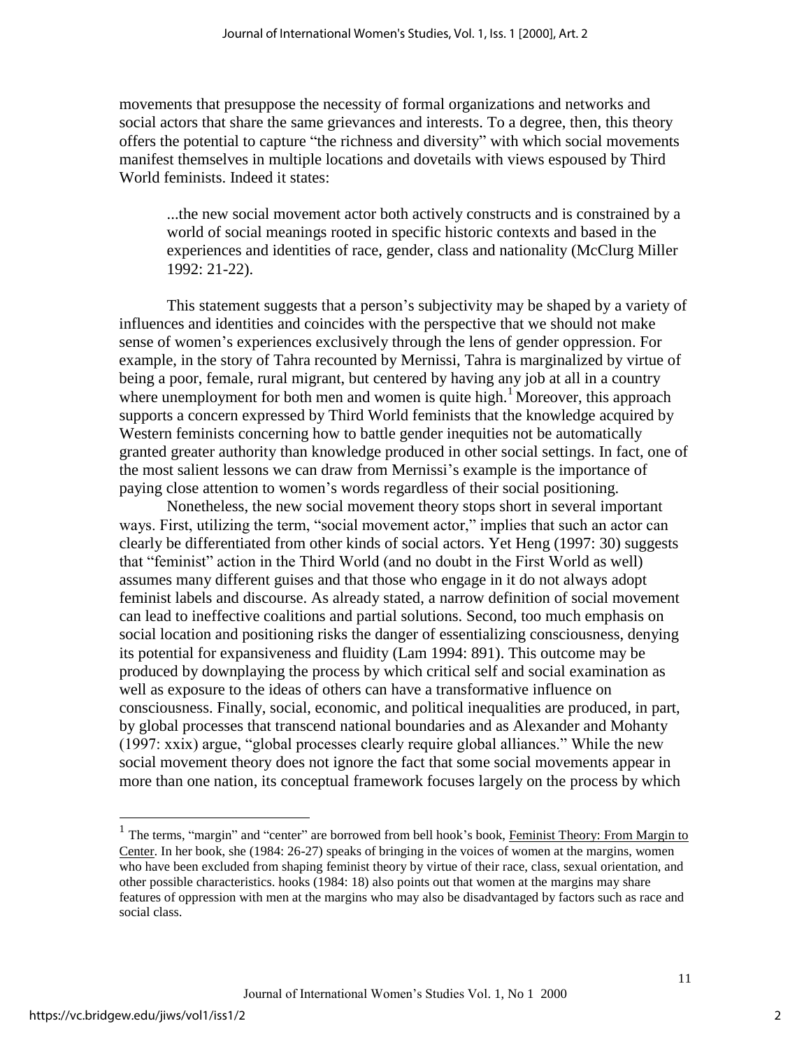movements that presuppose the necessity of formal organizations and networks and social actors that share the same grievances and interests. To a degree, then, this theory offers the potential to capture "the richness and diversity" with which social movements manifest themselves in multiple locations and dovetails with views espoused by Third World feminists. Indeed it states:

> ...the new social movement actor both actively constructs and is constrained by a world of social meanings rooted in specific historic contexts and based in the experiences and identities of race, gender, class and nationality (McClurg Miller 1992: 21-22).

This statement suggests that a person's subjectivity may be shaped by a variety of influences and identities and coincides with the perspective that we should not make sense of women's experiences exclusively through the lens of gender oppression. For example, in the story of Tahra recounted by Mernissi, Tahra is marginalized by virtue of being a poor, female, rural migrant, but centered by having any job at all in a country where unemployment for both men and women is quite high.[1] Moreover, this approach supports a concern expressed by Third World feminists that the knowledge acquired by Western feminists concerning how to battle gender inequities not be automatically granted greater authority than knowledge produced in other social settings. In fact, one of the most salient lessons we can draw from Mernissi's example is the importance of paying close attention to women's words regardless of their social positioning.

Nonetheless, the new social movement theory stops short in several important ways. First, utilizing the term, "social movement actor," implies that such an actor can clearly be differentiated from other kinds of social actors. Yet Heng (1997: 30) suggests that "feminist" action in the Third World (and no doubt in the First World as well) assumes many different guises and that those who engage in it do not always adopt feminist labels and discourse. As already stated, a narrow definition of social movement can lead to ineffective coalitions and partial solutions. Second, too much emphasis on social location and positioning risks the danger of essentializing consciousness, denying its potential for expansiveness and fluidity (Lam 1994: 891). This outcome may be produced by downplaying the process by which critical self and social examination as well as exposure to the ideas of others can have a transformative influence on consciousness. Finally, social, economic, and political inequalities are produced, in part, by global processes that transcend national boundaries and as Alexander and Mohanty (1997: xxix) argue, "global processes clearly require global alliances." While the new social movement theory does not ignore the fact that some social movements appear in more than one nation, its conceptual framework focuses largely on the process by which

---

[1] The terms, "margin" and "center" are borrowed from bell hook's book, Feminist Theory: From Margin to Center. In her book, she (1984: 26-27) speaks of bringing in the voices of women at the margins, women who have been excluded from shaping feminist theory by virtue of their race, class, sexual orientation, and other possible characteristics. hooks (1984: 18) also points out that women at the margins may share features of oppression with men at the margins who may also be disadvantaged by factors such as race and social class.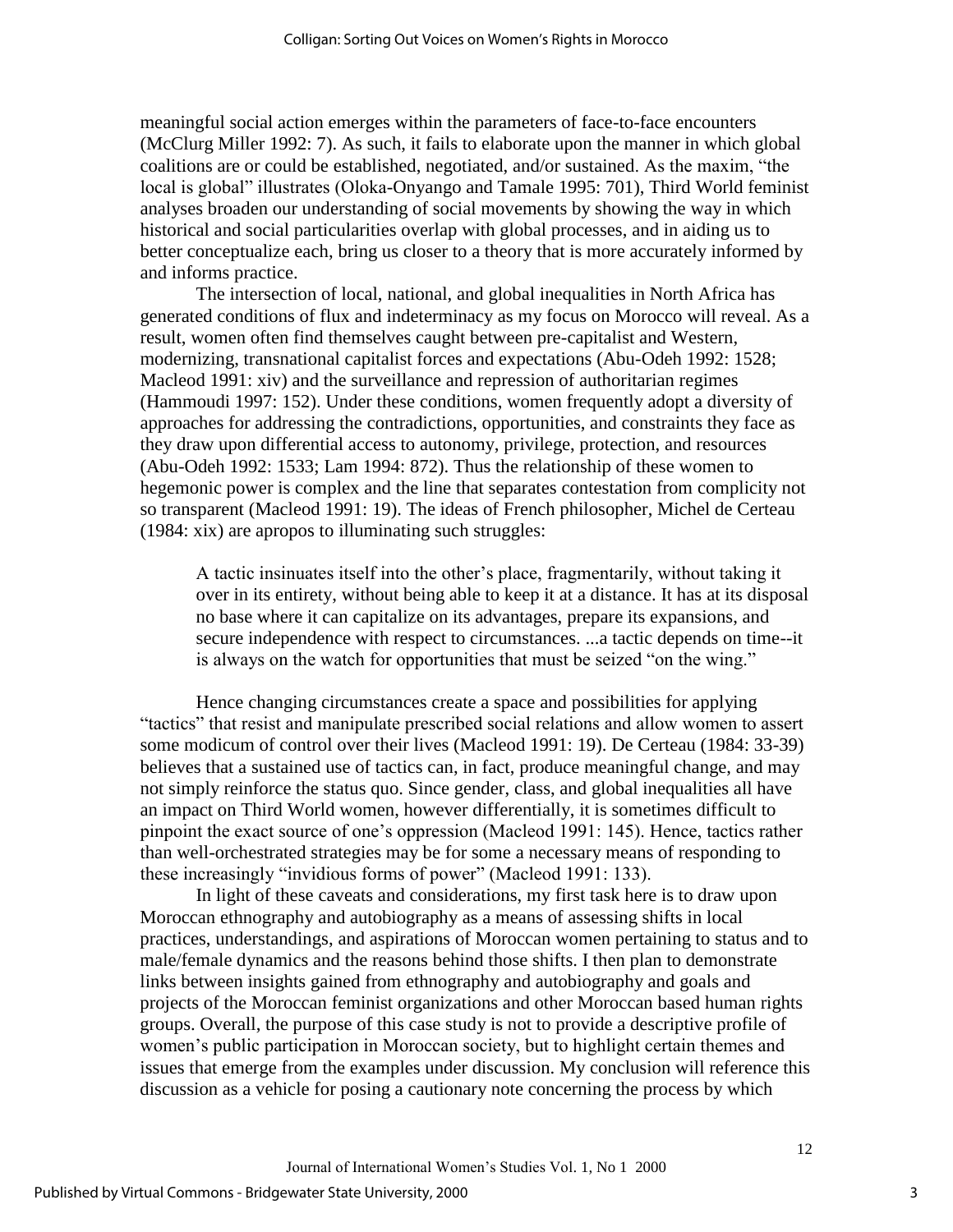meaningful social action emerges within the parameters of face-to-face encounters (McClurg Miller 1992: 7). As such, it fails to elaborate upon the manner in which global coalitions are or could be established, negotiated, and/or sustained. As the maxim, "the local is global" illustrates (Oloka-Onyango and Tamale 1995: 701), Third World feminist analyses broaden our understanding of social movements by showing the way in which historical and social particularities overlap with global processes, and in aiding us to better conceptualize each, bring us closer to a theory that is more accurately informed by and informs practice.

The intersection of local, national, and global inequalities in North Africa has generated conditions of flux and indeterminacy as my focus on Morocco will reveal. As a result, women often find themselves caught between pre-capitalist and Western, modernizing, transnational capitalist forces and expectations (Abu-Odeh 1992: 1528; Macleod 1991: xiv) and the surveillance and repression of authoritarian regimes (Hammoudi 1997: 152). Under these conditions, women frequently adopt a diversity of approaches for addressing the contradictions, opportunities, and constraints they face as they draw upon differential access to autonomy, privilege, protection, and resources (Abu-Odeh 1992: 1533; Lam 1994: 872). Thus the relationship of these women to hegemonic power is complex and the line that separates contestation from complicity not so transparent (Macleod 1991: 19). The ideas of French philosopher, Michel de Certeau (1984: xix) are apropos to illuminating such struggles:

> A tactic insinuates itself into the other's place, fragmentarily, without taking it over in its entirety, without being able to keep it at a distance. It has at its disposal no base where it can capitalize on its advantages, prepare its expansions, and secure independence with respect to circumstances. ...a tactic depends on time--it is always on the watch for opportunities that must be seized "on the wing."

Hence changing circumstances create a space and possibilities for applying "tactics" that resist and manipulate prescribed social relations and allow women to assert some modicum of control over their lives (Macleod 1991: 19). De Certeau (1984: 33-39) believes that a sustained use of tactics can, in fact, produce meaningful change, and may not simply reinforce the status quo. Since gender, class, and global inequalities all have an impact on Third World women, however differentially, it is sometimes difficult to pinpoint the exact source of one's oppression (Macleod 1991: 145). Hence, tactics rather than well-orchestrated strategies may be for some a necessary means of responding to these increasingly "invidious forms of power" (Macleod 1991: 133).

In light of these caveats and considerations, my first task here is to draw upon Moroccan ethnography and autobiography as a means of assessing shifts in local practices, understandings, and aspirations of Moroccan women pertaining to status and to male/female dynamics and the reasons behind those shifts. I then plan to demonstrate links between insights gained from ethnography and autobiography and goals and projects of the Moroccan feminist organizations and other Moroccan based human rights groups. Overall, the purpose of this case study is not to provide a descriptive profile of women's public participation in Moroccan society, but to highlight certain themes and issues that emerge from the examples under discussion. My conclusion will reference this discussion as a vehicle for posing a cautionary note concerning the process by which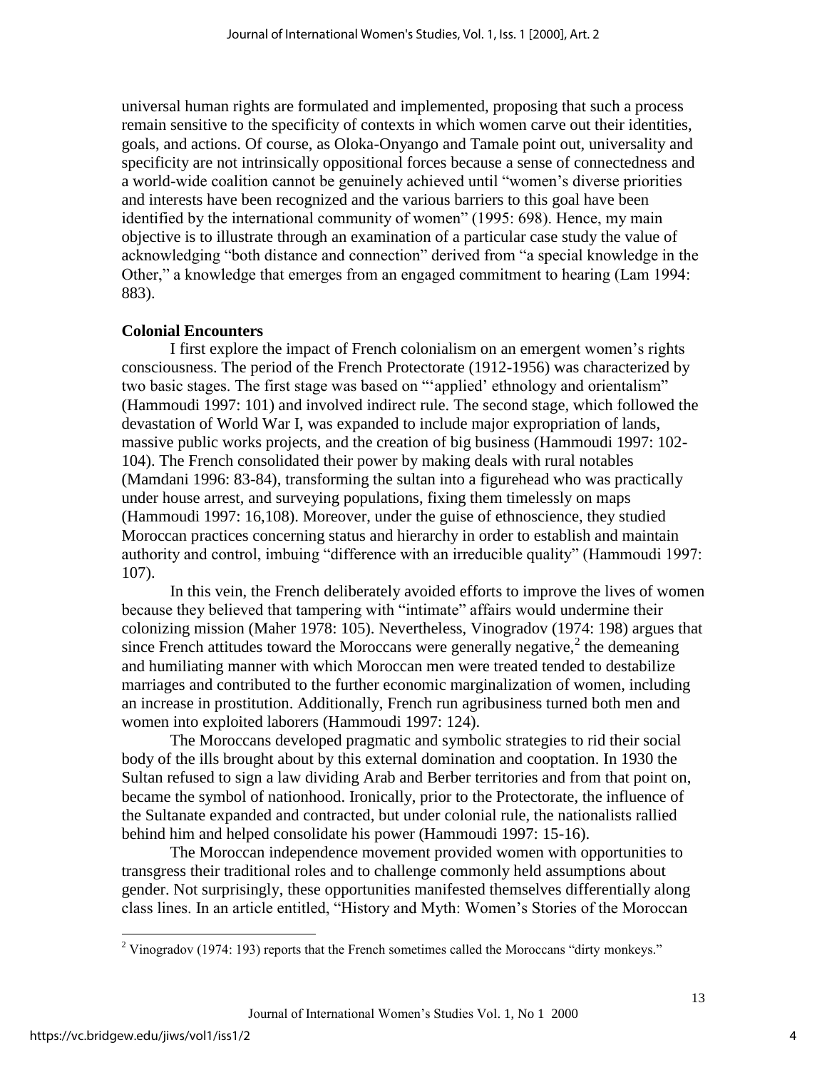universal human rights are formulated and implemented, proposing that such a process remain sensitive to the specificity of contexts in which women carve out their identities, goals, and actions. Of course, as Oloka-Onyango and Tamale point out, universality and specificity are not intrinsically oppositional forces because a sense of connectedness and a world-wide coalition cannot be genuinely achieved until "women's diverse priorities and interests have been recognized and the various barriers to this goal have been identified by the international community of women" (1995: 698). Hence, my main objective is to illustrate through an examination of a particular case study the value of acknowledging "both distance and connection" derived from "a special knowledge in the Other," a knowledge that emerges from an engaged commitment to hearing (Lam 1994: 883).

**Colonial Encounters**

I first explore the impact of French colonialism on an emergent women's rights consciousness. The period of the French Protectorate (1912-1956) was characterized by two basic stages. The first stage was based on "'applied' ethnology and orientalism" (Hammoudi 1997: 101) and involved indirect rule. The second stage, which followed the devastation of World War I, was expanded to include major expropriation of lands, massive public works projects, and the creation of big business (Hammoudi 1997: 102-104). The French consolidated their power by making deals with rural notables (Mamdani 1996: 83-84), transforming the sultan into a figurehead who was practically under house arrest, and surveying populations, fixing them timelessly on maps (Hammoudi 1997: 16,108). Moreover, under the guise of ethnoscience, they studied Moroccan practices concerning status and hierarchy in order to establish and maintain authority and control, imbuing "difference with an irreducible quality" (Hammoudi 1997: 107).

In this vein, the French deliberately avoided efforts to improve the lives of women because they believed that tampering with "intimate" affairs would undermine their colonizing mission (Maher 1978: 105). Nevertheless, Vinogradov (1974: 198) argues that since French attitudes toward the Moroccans were generally negative,[2] the demeaning and humiliating manner with which Moroccan men were treated tended to destabilize marriages and contributed to the further economic marginalization of women, including an increase in prostitution. Additionally, French run agribusiness turned both men and women into exploited laborers (Hammoudi 1997: 124).

The Moroccans developed pragmatic and symbolic strategies to rid their social body of the ills brought about by this external domination and cooptation. In 1930 the Sultan refused to sign a law dividing Arab and Berber territories and from that point on, became the symbol of nationhood. Ironically, prior to the Protectorate, the influence of the Sultanate expanded and contracted, but under colonial rule, the nationalists rallied behind him and helped consolidate his power (Hammoudi 1997: 15-16).

The Moroccan independence movement provided women with opportunities to transgress their traditional roles and to challenge commonly held assumptions about gender. Not surprisingly, these opportunities manifested themselves differentially along class lines. In an article entitled, "History and Myth: Women's Stories of the Moroccan

[2] Vinogradov (1974: 193) reports that the French sometimes called the Moroccans "dirty monkeys."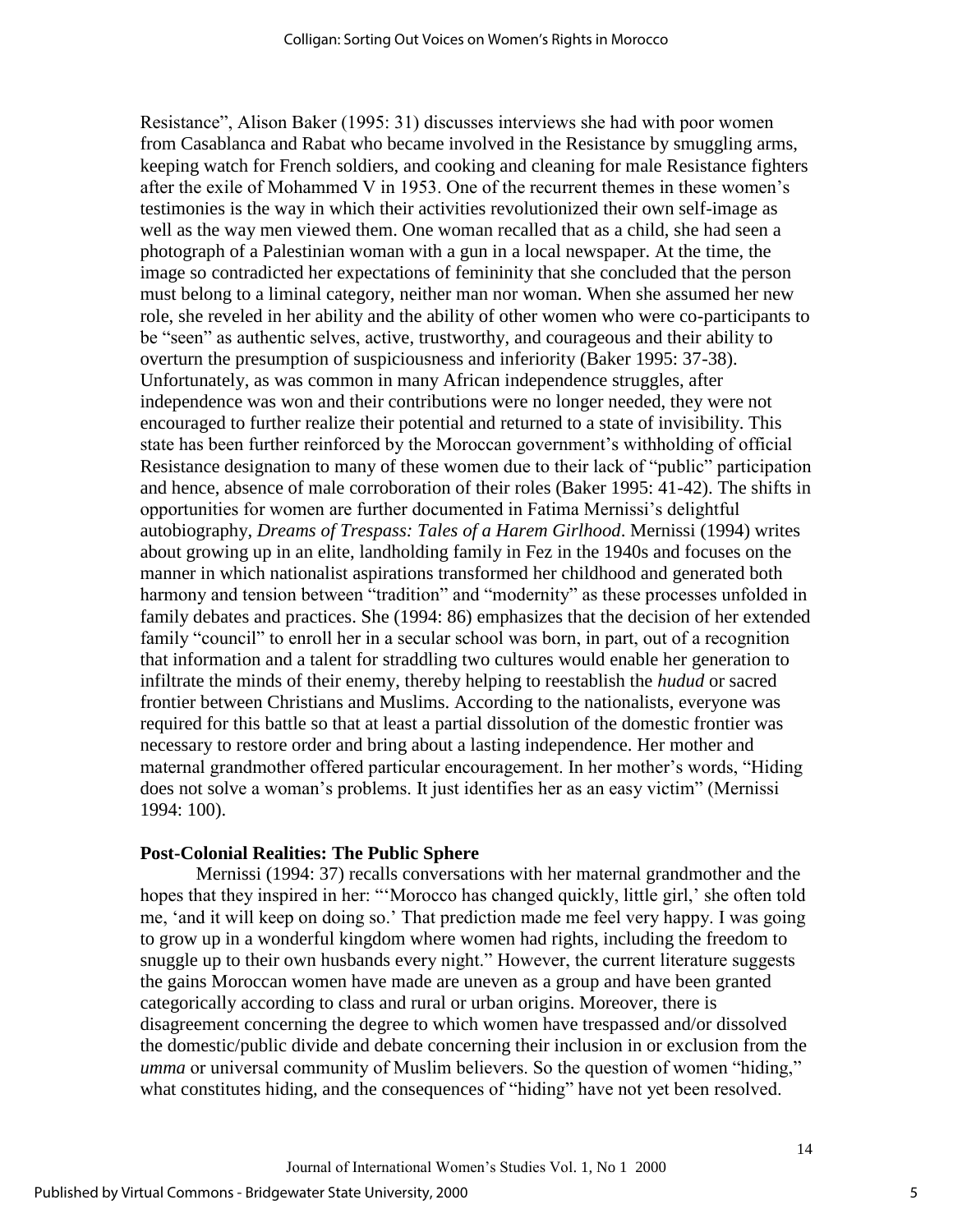Resistance", Alison Baker (1995: 31) discusses interviews she had with poor women from Casablanca and Rabat who became involved in the Resistance by smuggling arms, keeping watch for French soldiers, and cooking and cleaning for male Resistance fighters after the exile of Mohammed V in 1953. One of the recurrent themes in these women's testimonies is the way in which their activities revolutionized their own self-image as well as the way men viewed them. One woman recalled that as a child, she had seen a photograph of a Palestinian woman with a gun in a local newspaper. At the time, the image so contradicted her expectations of femininity that she concluded that the person must belong to a liminal category, neither man nor woman. When she assumed her new role, she reveled in her ability and the ability of other women who were co-participants to be "seen" as authentic selves, active, trustworthy, and courageous and their ability to overturn the presumption of suspiciousness and inferiority (Baker 1995: 37-38). Unfortunately, as was common in many African independence struggles, after independence was won and their contributions were no longer needed, they were not encouraged to further realize their potential and returned to a state of invisibility. This state has been further reinforced by the Moroccan government's withholding of official Resistance designation to many of these women due to their lack of "public" participation and hence, absence of male corroboration of their roles (Baker 1995: 41-42). The shifts in opportunities for women are further documented in Fatima Mernissi's delightful autobiography, *Dreams of Trespass: Tales of a Harem Girlhood*. Mernissi (1994) writes about growing up in an elite, landholding family in Fez in the 1940s and focuses on the manner in which nationalist aspirations transformed her childhood and generated both harmony and tension between "tradition" and "modernity" as these processes unfolded in family debates and practices. She (1994: 86) emphasizes that the decision of her extended family "council" to enroll her in a secular school was born, in part, out of a recognition that information and a talent for straddling two cultures would enable her generation to infiltrate the minds of their enemy, thereby helping to reestablish the *hudud* or sacred frontier between Christians and Muslims. According to the nationalists, everyone was required for this battle so that at least a partial dissolution of the domestic frontier was necessary to restore order and bring about a lasting independence. Her mother and maternal grandmother offered particular encouragement. In her mother's words, "Hiding does not solve a woman's problems. It just identifies her as an easy victim" (Mernissi 1994: 100).

**Post-Colonial Realities: The Public Sphere**

Mernissi (1994: 37) recalls conversations with her maternal grandmother and the hopes that they inspired in her: "'Morocco has changed quickly, little girl,' she often told me, 'and it will keep on doing so.' That prediction made me feel very happy. I was going to grow up in a wonderful kingdom where women had rights, including the freedom to snuggle up to their own husbands every night." However, the current literature suggests the gains Moroccan women have made are uneven as a group and have been granted categorically according to class and rural or urban origins. Moreover, there is disagreement concerning the degree to which women have trespassed and/or dissolved the domestic/public divide and debate concerning their inclusion in or exclusion from the *umma* or universal community of Muslim believers. So the question of women "hiding," what constitutes hiding, and the consequences of "hiding" have not yet been resolved.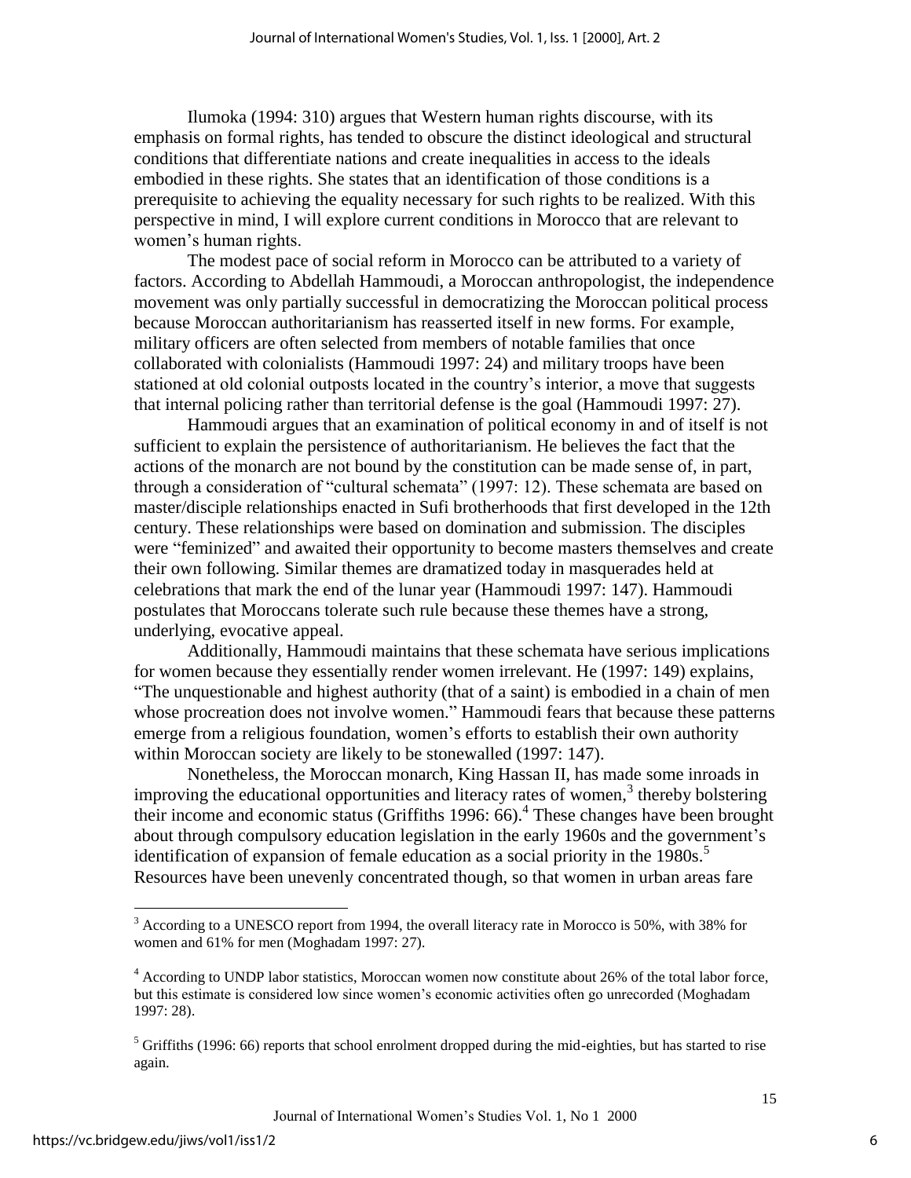Ilumoka (1994: 310) argues that Western human rights discourse, with its emphasis on formal rights, has tended to obscure the distinct ideological and structural conditions that differentiate nations and create inequalities in access to the ideals embodied in these rights. She states that an identification of those conditions is a prerequisite to achieving the equality necessary for such rights to be realized. With this perspective in mind, I will explore current conditions in Morocco that are relevant to women's human rights.

The modest pace of social reform in Morocco can be attributed to a variety of factors. According to Abdellah Hammoudi, a Moroccan anthropologist, the independence movement was only partially successful in democratizing the Moroccan political process because Moroccan authoritarianism has reasserted itself in new forms. For example, military officers are often selected from members of notable families that once collaborated with colonialists (Hammoudi 1997: 24) and military troops have been stationed at old colonial outposts located in the country's interior, a move that suggests that internal policing rather than territorial defense is the goal (Hammoudi 1997: 27).

Hammoudi argues that an examination of political economy in and of itself is not sufficient to explain the persistence of authoritarianism. He believes the fact that the actions of the monarch are not bound by the constitution can be made sense of, in part, through a consideration of "cultural schemata" (1997: 12). These schemata are based on master/disciple relationships enacted in Sufi brotherhoods that first developed in the 12th century. These relationships were based on domination and submission. The disciples were "feminized" and awaited their opportunity to become masters themselves and create their own following. Similar themes are dramatized today in masquerades held at celebrations that mark the end of the lunar year (Hammoudi 1997: 147). Hammoudi postulates that Moroccans tolerate such rule because these themes have a strong, underlying, evocative appeal.

Additionally, Hammoudi maintains that these schemata have serious implications for women because they essentially render women irrelevant. He (1997: 149) explains, "The unquestionable and highest authority (that of a saint) is embodied in a chain of men whose procreation does not involve women." Hammoudi fears that because these patterns emerge from a religious foundation, women's efforts to establish their own authority within Moroccan society are likely to be stonewalled (1997: 147).

Nonetheless, the Moroccan monarch, King Hassan II, has made some inroads in improving the educational opportunities and literacy rates of women,[3] thereby bolstering their income and economic status (Griffiths 1996: 66).[4] These changes have been brought about through compulsory education legislation in the early 1960s and the government's identification of expansion of female education as a social priority in the 1980s.[5] Resources have been unevenly concentrated though, so that women in urban areas fare

---

[3] According to a UNESCO report from 1994, the overall literacy rate in Morocco is 50%, with 38% for women and 61% for men (Moghadam 1997: 27).

[4] According to UNDP labor statistics, Moroccan women now constitute about 26% of the total labor force, but this estimate is considered low since women's economic activities often go unrecorded (Moghadam 1997: 28).

[5] Griffiths (1996: 66) reports that school enrolment dropped during the mid-eighties, but has started to rise again.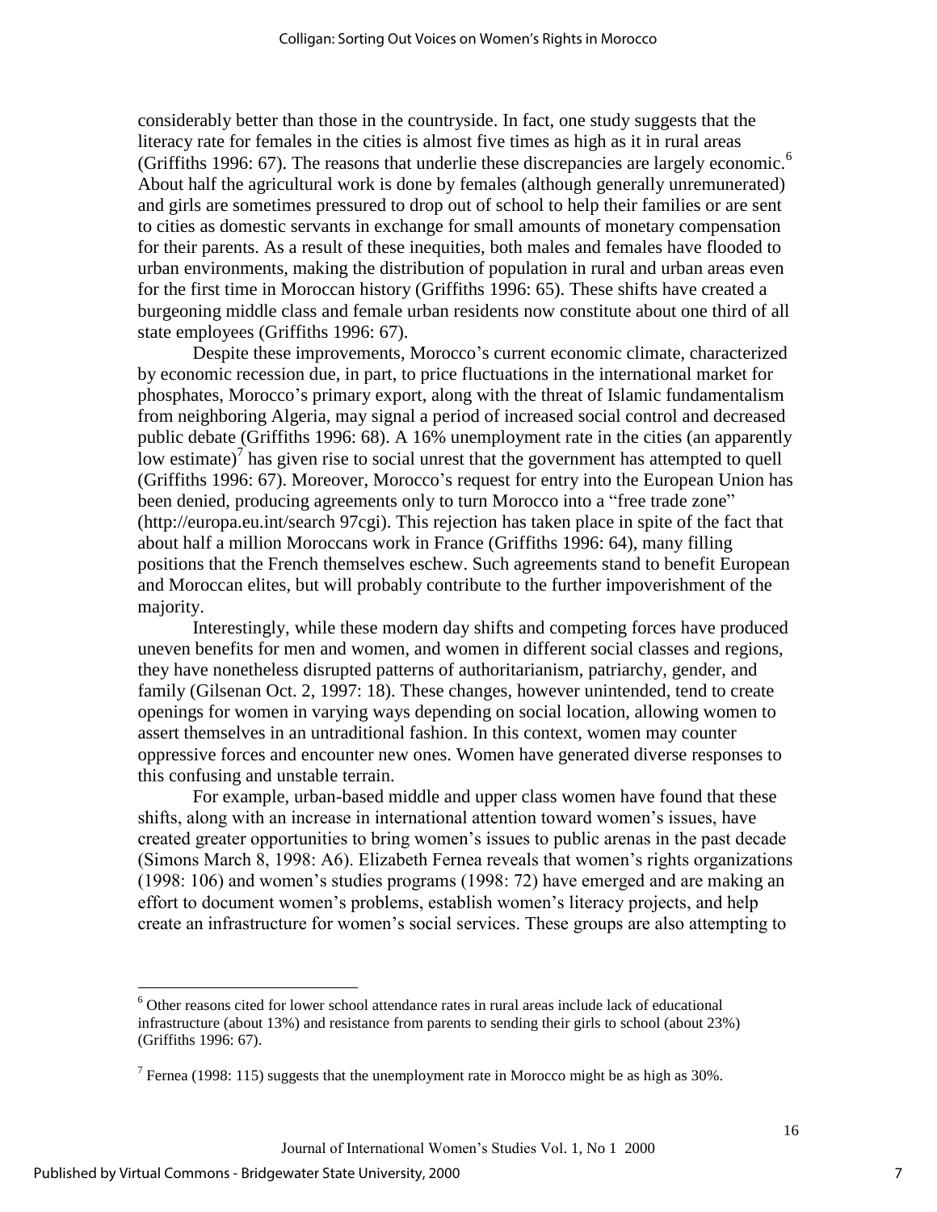considerably better than those in the countryside. In fact, one study suggests that the literacy rate for females in the cities is almost five times as high as it in rural areas (Griffiths 1996: 67). The reasons that underlie these discrepancies are largely economic.[6] About half the agricultural work is done by females (although generally unremunerated) and girls are sometimes pressured to drop out of school to help their families or are sent to cities as domestic servants in exchange for small amounts of monetary compensation for their parents. As a result of these inequities, both males and females have flooded to urban environments, making the distribution of population in rural and urban areas even for the first time in Moroccan history (Griffiths 1996: 65). These shifts have created a burgeoning middle class and female urban residents now constitute about one third of all state employees (Griffiths 1996: 67).

Despite these improvements, Morocco's current economic climate, characterized by economic recession due, in part, to price fluctuations in the international market for phosphates, Morocco's primary export, along with the threat of Islamic fundamentalism from neighboring Algeria, may signal a period of increased social control and decreased public debate (Griffiths 1996: 68). A 16% unemployment rate in the cities (an apparently low estimate)[7] has given rise to social unrest that the government has attempted to quell (Griffiths 1996: 67). Moreover, Morocco's request for entry into the European Union has been denied, producing agreements only to turn Morocco into a "free trade zone" (http://europa.eu.int/search 97cgi). This rejection has taken place in spite of the fact that about half a million Moroccans work in France (Griffiths 1996: 64), many filling positions that the French themselves eschew. Such agreements stand to benefit European and Moroccan elites, but will probably contribute to the further impoverishment of the majority.

Interestingly, while these modern day shifts and competing forces have produced uneven benefits for men and women, and women in different social classes and regions, they have nonetheless disrupted patterns of authoritarianism, patriarchy, gender, and family (Gilsenan Oct. 2, 1997: 18). These changes, however unintended, tend to create openings for women in varying ways depending on social location, allowing women to assert themselves in an untraditional fashion. In this context, women may counter oppressive forces and encounter new ones. Women have generated diverse responses to this confusing and unstable terrain.

For example, urban-based middle and upper class women have found that these shifts, along with an increase in international attention toward women's issues, have created greater opportunities to bring women's issues to public arenas in the past decade (Simons March 8, 1998: A6). Elizabeth Fernea reveals that women's rights organizations (1998: 106) and women's studies programs (1998: 72) have emerged and are making an effort to document women's problems, establish women's literacy projects, and help create an infrastructure for women's social services. These groups are also attempting to

---

[6] Other reasons cited for lower school attendance rates in rural areas include lack of educational infrastructure (about 13%) and resistance from parents to sending their girls to school (about 23%) (Griffiths 1996: 67).

[7] Fernea (1998: 115) suggests that the unemployment rate in Morocco might be as high as 30%.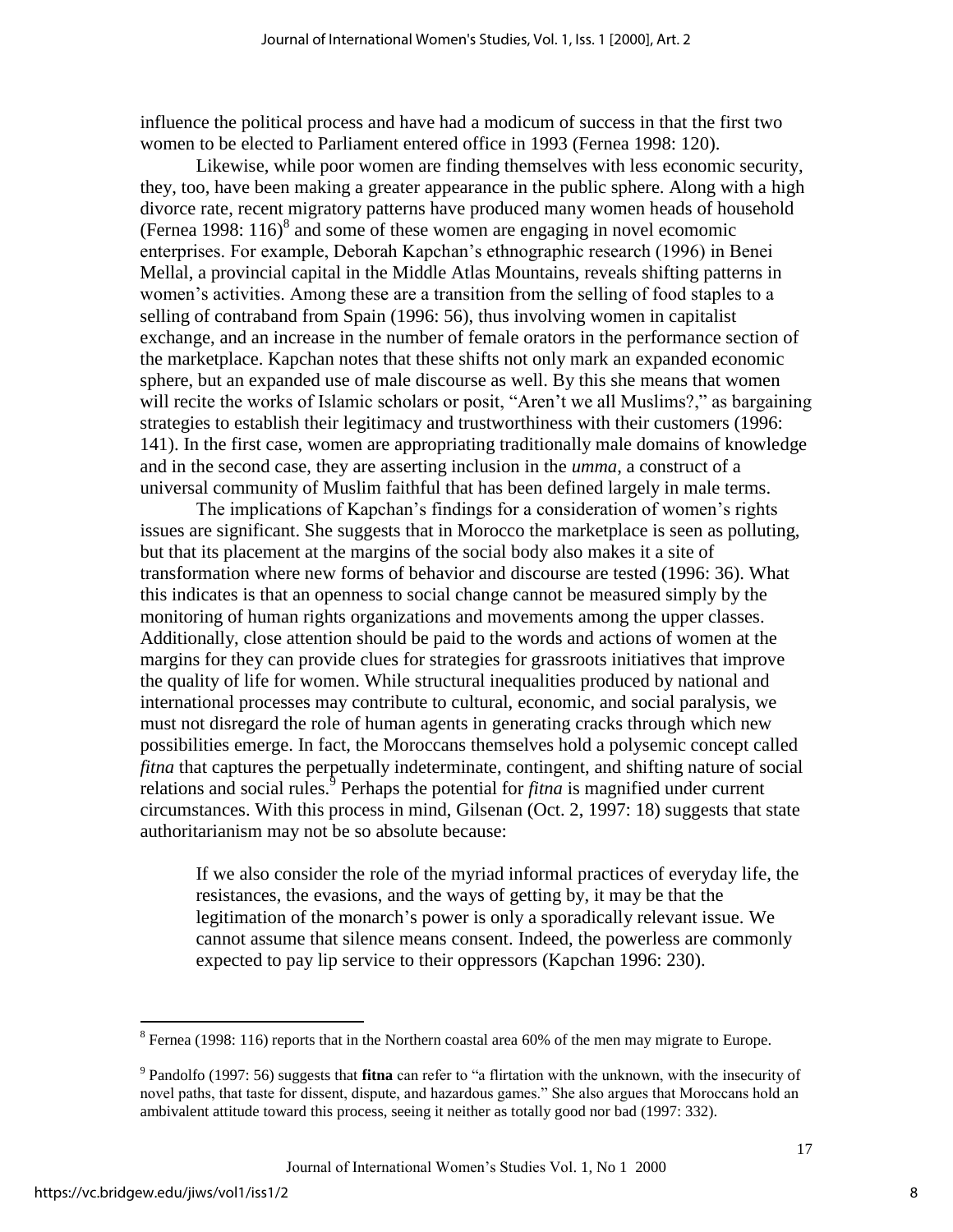influence the political process and have had a modicum of success in that the first two women to be elected to Parliament entered office in 1993 (Fernea 1998: 120).

Likewise, while poor women are finding themselves with less economic security, they, too, have been making a greater appearance in the public sphere. Along with a high divorce rate, recent migratory patterns have produced many women heads of household (Fernea 1998: 116)[8] and some of these women are engaging in novel ecomomic enterprises. For example, Deborah Kapchan's ethnographic research (1996) in Benei Mellal, a provincial capital in the Middle Atlas Mountains, reveals shifting patterns in women's activities. Among these are a transition from the selling of food staples to a selling of contraband from Spain (1996: 56), thus involving women in capitalist exchange, and an increase in the number of female orators in the performance section of the marketplace. Kapchan notes that these shifts not only mark an expanded economic sphere, but an expanded use of male discourse as well. By this she means that women will recite the works of Islamic scholars or posit, "Aren't we all Muslims?," as bargaining strategies to establish their legitimacy and trustworthiness with their customers (1996: 141). In the first case, women are appropriating traditionally male domains of knowledge and in the second case, they are asserting inclusion in the *umma*, a construct of a universal community of Muslim faithful that has been defined largely in male terms.

The implications of Kapchan's findings for a consideration of women's rights issues are significant. She suggests that in Morocco the marketplace is seen as polluting, but that its placement at the margins of the social body also makes it a site of transformation where new forms of behavior and discourse are tested (1996: 36). What this indicates is that an openness to social change cannot be measured simply by the monitoring of human rights organizations and movements among the upper classes. Additionally, close attention should be paid to the words and actions of women at the margins for they can provide clues for strategies for grassroots initiatives that improve the quality of life for women. While structural inequalities produced by national and international processes may contribute to cultural, economic, and social paralysis, we must not disregard the role of human agents in generating cracks through which new possibilities emerge. In fact, the Moroccans themselves hold a polysemic concept called *fitna* that captures the perpetually indeterminate, contingent, and shifting nature of social relations and social rules.[9] Perhaps the potential for *fitna* is magnified under current circumstances. With this process in mind, Gilsenan (Oct. 2, 1997: 18) suggests that state authoritarianism may not be so absolute because:

> If we also consider the role of the myriad informal practices of everyday life, the resistances, the evasions, and the ways of getting by, it may be that the legitimation of the monarch's power is only a sporadically relevant issue. We cannot assume that silence means consent. Indeed, the powerless are commonly expected to pay lip service to their oppressors (Kapchan 1996: 230).

---

[8] Fernea (1998: 116) reports that in the Northern coastal area 60% of the men may migrate to Europe.

[9] Pandolfo (1997: 56) suggests that **fitna** can refer to "a flirtation with the unknown, with the insecurity of novel paths, that taste for dissent, dispute, and hazardous games." She also argues that Moroccans hold an ambivalent attitude toward this process, seeing it neither as totally good nor bad (1997: 332).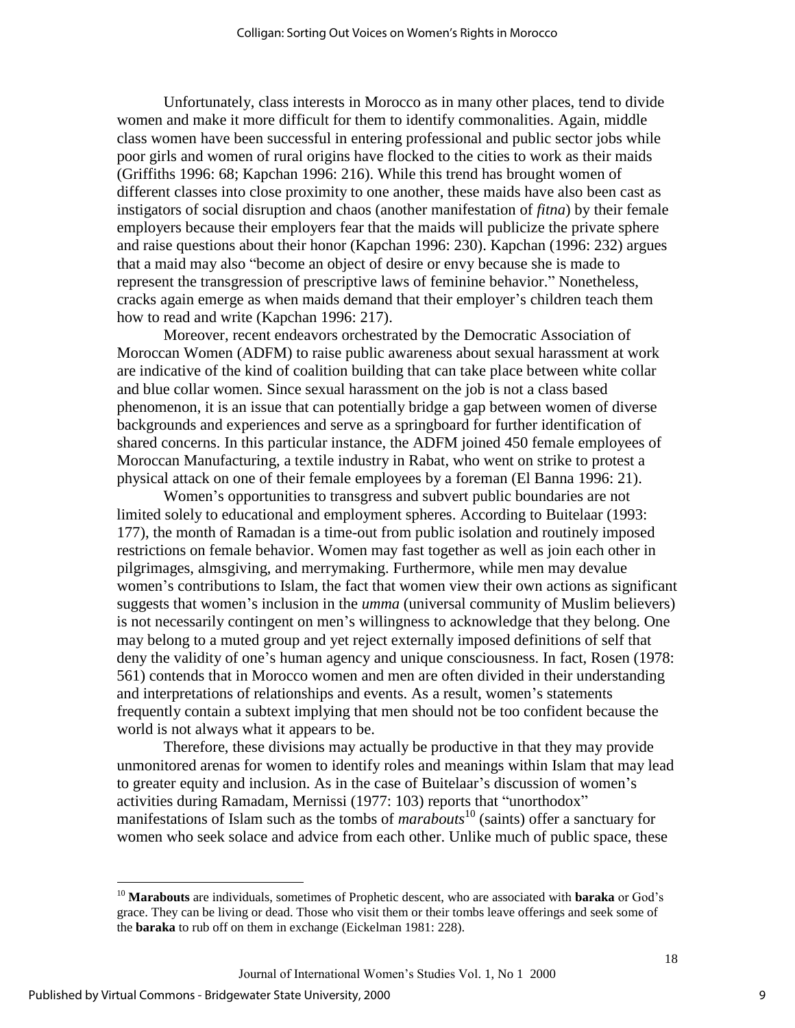Unfortunately, class interests in Morocco as in many other places, tend to divide women and make it more difficult for them to identify commonalities. Again, middle class women have been successful in entering professional and public sector jobs while poor girls and women of rural origins have flocked to the cities to work as their maids (Griffiths 1996: 68; Kapchan 1996: 216). While this trend has brought women of different classes into close proximity to one another, these maids have also been cast as instigators of social disruption and chaos (another manifestation of *fitna*) by their female employers because their employers fear that the maids will publicize the private sphere and raise questions about their honor (Kapchan 1996: 230). Kapchan (1996: 232) argues that a maid may also "become an object of desire or envy because she is made to represent the transgression of prescriptive laws of feminine behavior." Nonetheless, cracks again emerge as when maids demand that their employer's children teach them how to read and write (Kapchan 1996: 217).

Moreover, recent endeavors orchestrated by the Democratic Association of Moroccan Women (ADFM) to raise public awareness about sexual harassment at work are indicative of the kind of coalition building that can take place between white collar and blue collar women. Since sexual harassment on the job is not a class based phenomenon, it is an issue that can potentially bridge a gap between women of diverse backgrounds and experiences and serve as a springboard for further identification of shared concerns. In this particular instance, the ADFM joined 450 female employees of Moroccan Manufacturing, a textile industry in Rabat, who went on strike to protest a physical attack on one of their female employees by a foreman (El Banna 1996: 21).

Women's opportunities to transgress and subvert public boundaries are not limited solely to educational and employment spheres. According to Buitelaar (1993: 177), the month of Ramadan is a time-out from public isolation and routinely imposed restrictions on female behavior. Women may fast together as well as join each other in pilgrimages, almsgiving, and merrymaking. Furthermore, while men may devalue women's contributions to Islam, the fact that women view their own actions as significant suggests that women's inclusion in the *umma* (universal community of Muslim believers) is not necessarily contingent on men's willingness to acknowledge that they belong. One may belong to a muted group and yet reject externally imposed definitions of self that deny the validity of one's human agency and unique consciousness. In fact, Rosen (1978: 561) contends that in Morocco women and men are often divided in their understanding and interpretations of relationships and events. As a result, women's statements frequently contain a subtext implying that men should not be too confident because the world is not always what it appears to be.

Therefore, these divisions may actually be productive in that they may provide unmonitored arenas for women to identify roles and meanings within Islam that may lead to greater equity and inclusion. As in the case of Buitelaar's discussion of women's activities during Ramadam, Mernissi (1977: 103) reports that "unorthodox" manifestations of Islam such as the tombs of *marabouts*[10] (saints) offer a sanctuary for women who seek solace and advice from each other. Unlike much of public space, these

---

[10] **Marabouts** are individuals, sometimes of Prophetic descent, who are associated with **baraka** or God's grace. They can be living or dead. Those who visit them or their tombs leave offerings and seek some of the **baraka** to rub off on them in exchange (Eickelman 1981: 228).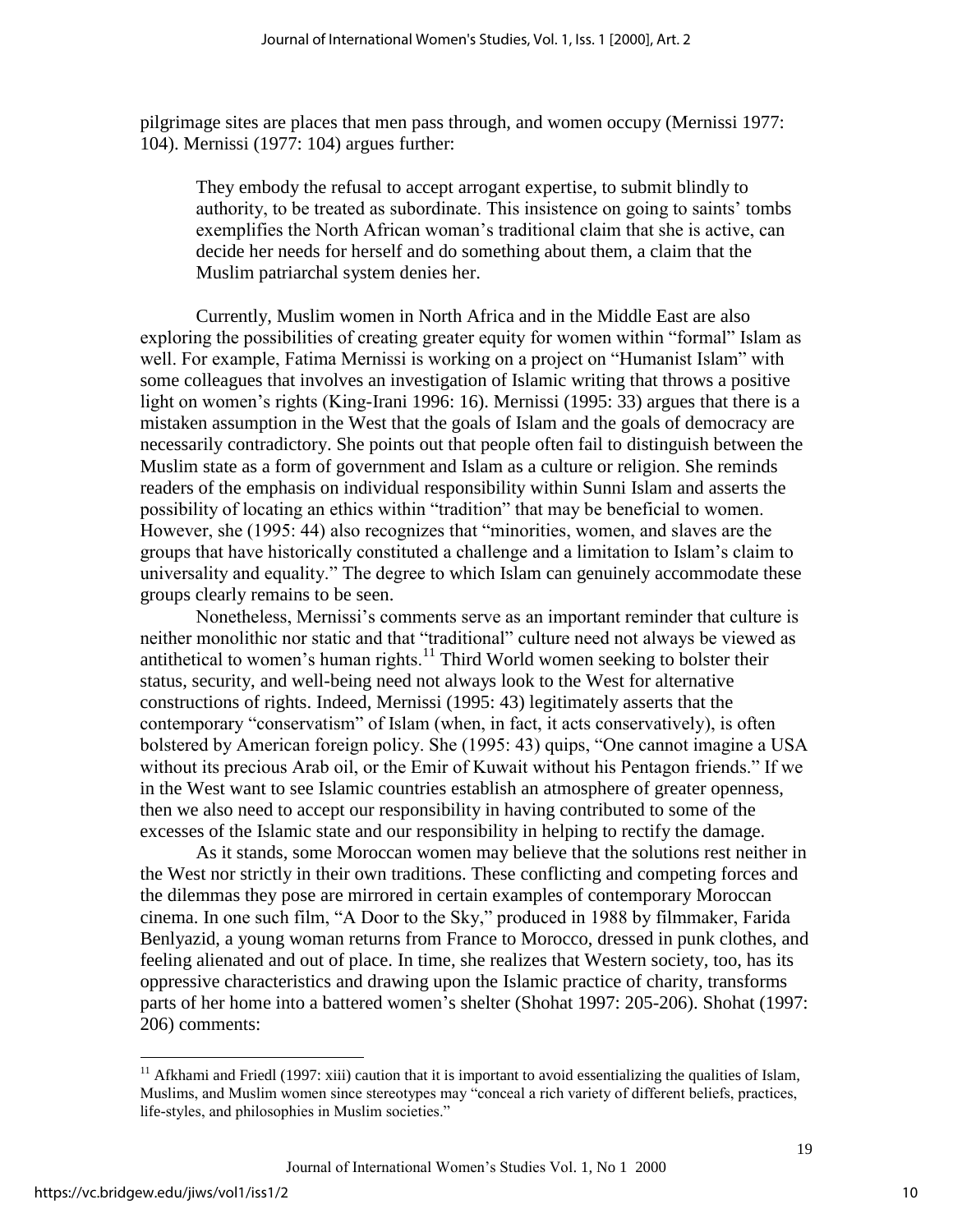pilgrimage sites are places that men pass through, and women occupy (Mernissi 1977: 104). Mernissi (1977: 104) argues further:

> They embody the refusal to accept arrogant expertise, to submit blindly to authority, to be treated as subordinate. This insistence on going to saints' tombs exemplifies the North African woman's traditional claim that she is active, can decide her needs for herself and do something about them, a claim that the Muslim patriarchal system denies her.

Currently, Muslim women in North Africa and in the Middle East are also exploring the possibilities of creating greater equity for women within "formal" Islam as well. For example, Fatima Mernissi is working on a project on "Humanist Islam" with some colleagues that involves an investigation of Islamic writing that throws a positive light on women's rights (King-Irani 1996: 16). Mernissi (1995: 33) argues that there is a mistaken assumption in the West that the goals of Islam and the goals of democracy are necessarily contradictory. She points out that people often fail to distinguish between the Muslim state as a form of government and Islam as a culture or religion. She reminds readers of the emphasis on individual responsibility within Sunni Islam and asserts the possibility of locating an ethics within "tradition" that may be beneficial to women. However, she (1995: 44) also recognizes that "minorities, women, and slaves are the groups that have historically constituted a challenge and a limitation to Islam's claim to universality and equality." The degree to which Islam can genuinely accommodate these groups clearly remains to be seen.

Nonetheless, Mernissi's comments serve as an important reminder that culture is neither monolithic nor static and that "traditional" culture need not always be viewed as antithetical to women's human rights.[11] Third World women seeking to bolster their status, security, and well-being need not always look to the West for alternative constructions of rights. Indeed, Mernissi (1995: 43) legitimately asserts that the contemporary "conservatism" of Islam (when, in fact, it acts conservatively), is often bolstered by American foreign policy. She (1995: 43) quips, "One cannot imagine a USA without its precious Arab oil, or the Emir of Kuwait without his Pentagon friends." If we in the West want to see Islamic countries establish an atmosphere of greater openness, then we also need to accept our responsibility in having contributed to some of the excesses of the Islamic state and our responsibility in helping to rectify the damage.

As it stands, some Moroccan women may believe that the solutions rest neither in the West nor strictly in their own traditions. These conflicting and competing forces and the dilemmas they pose are mirrored in certain examples of contemporary Moroccan cinema. In one such film, "A Door to the Sky," produced in 1988 by filmmaker, Farida Benlyazid, a young woman returns from France to Morocco, dressed in punk clothes, and feeling alienated and out of place. In time, she realizes that Western society, too, has its oppressive characteristics and drawing upon the Islamic practice of charity, transforms parts of her home into a battered women's shelter (Shohat 1997: 205-206). Shohat (1997: 206) comments:

---

[11] Afkhami and Friedl (1997: xiii) caution that it is important to avoid essentializing the qualities of Islam, Muslims, and Muslim women since stereotypes may "conceal a rich variety of different beliefs, practices, life-styles, and philosophies in Muslim societies."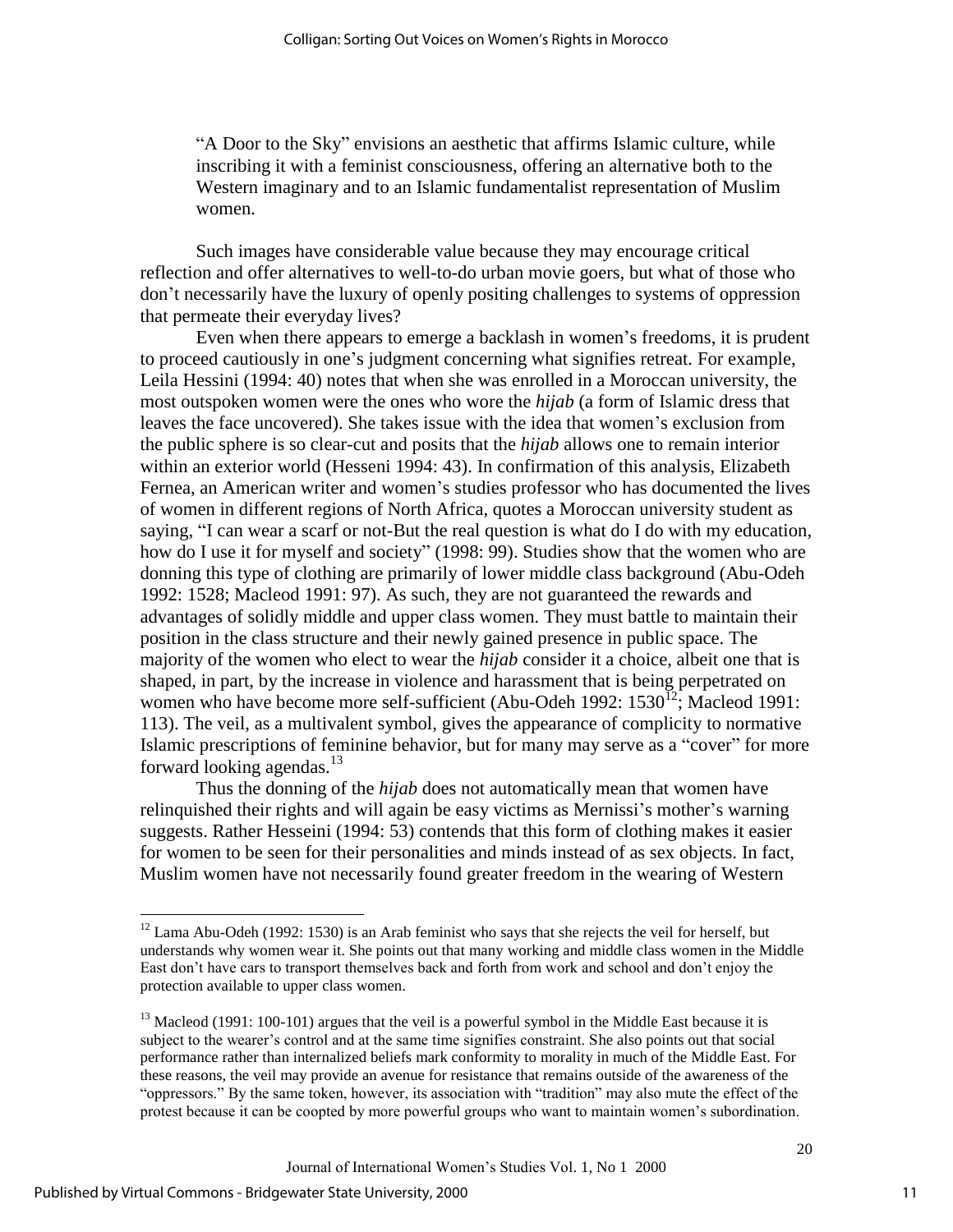"A Door to the Sky" envisions an aesthetic that affirms Islamic culture, while inscribing it with a feminist consciousness, offering an alternative both to the Western imaginary and to an Islamic fundamentalist representation of Muslim women.

Such images have considerable value because they may encourage critical reflection and offer alternatives to well-to-do urban movie goers, but what of those who don't necessarily have the luxury of openly positing challenges to systems of oppression that permeate their everyday lives?

Even when there appears to emerge a backlash in women's freedoms, it is prudent to proceed cautiously in one's judgment concerning what signifies retreat. For example, Leila Hessini (1994: 40) notes that when she was enrolled in a Moroccan university, the most outspoken women were the ones who wore the *hijab* (a form of Islamic dress that leaves the face uncovered). She takes issue with the idea that women's exclusion from the public sphere is so clear-cut and posits that the *hijab* allows one to remain interior within an exterior world (Hesseni 1994: 43). In confirmation of this analysis, Elizabeth Fernea, an American writer and women's studies professor who has documented the lives of women in different regions of North Africa, quotes a Moroccan university student as saying, "I can wear a scarf or not-But the real question is what do I do with my education, how do I use it for myself and society" (1998: 99). Studies show that the women who are donning this type of clothing are primarily of lower middle class background (Abu-Odeh 1992: 1528; Macleod 1991: 97). As such, they are not guaranteed the rewards and advantages of solidly middle and upper class women. They must battle to maintain their position in the class structure and their newly gained presence in public space. The majority of the women who elect to wear the *hijab* consider it a choice, albeit one that is shaped, in part, by the increase in violence and harassment that is being perpetrated on women who have become more self-sufficient (Abu-Odeh 1992: 1530[12]; Macleod 1991: 113). The veil, as a multivalent symbol, gives the appearance of complicity to normative Islamic prescriptions of feminine behavior, but for many may serve as a "cover" for more forward looking agendas.[13]

Thus the donning of the *hijab* does not automatically mean that women have relinquished their rights and will again be easy victims as Mernissi's mother's warning suggests. Rather Hesseini (1994: 53) contends that this form of clothing makes it easier for women to be seen for their personalities and minds instead of as sex objects. In fact, Muslim women have not necessarily found greater freedom in the wearing of Western

[12] Lama Abu-Odeh (1992: 1530) is an Arab feminist who says that she rejects the veil for herself, but understands why women wear it. She points out that many working and middle class women in the Middle East don't have cars to transport themselves back and forth from work and school and don't enjoy the protection available to upper class women.

[13] Macleod (1991: 100-101) argues that the veil is a powerful symbol in the Middle East because it is subject to the wearer's control and at the same time signifies constraint. She also points out that social performance rather than internalized beliefs mark conformity to morality in much of the Middle East. For these reasons, the veil may provide an avenue for resistance that remains outside of the awareness of the "oppressors." By the same token, however, its association with "tradition" may also mute the effect of the protest because it can be coopted by more powerful groups who want to maintain women's subordination.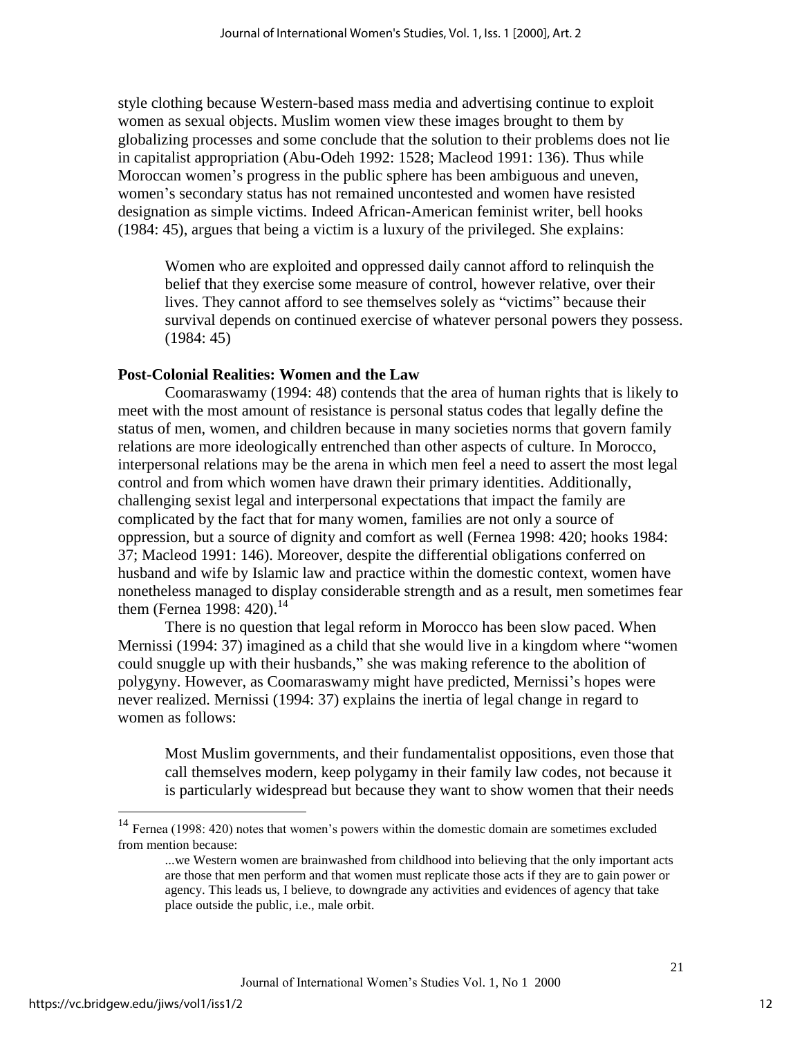style clothing because Western-based mass media and advertising continue to exploit women as sexual objects. Muslim women view these images brought to them by globalizing processes and some conclude that the solution to their problems does not lie in capitalist appropriation (Abu-Odeh 1992: 1528; Macleod 1991: 136). Thus while Moroccan women's progress in the public sphere has been ambiguous and uneven, women's secondary status has not remained uncontested and women have resisted designation as simple victims. Indeed African-American feminist writer, bell hooks (1984: 45), argues that being a victim is a luxury of the privileged. She explains:

> Women who are exploited and oppressed daily cannot afford to relinquish the belief that they exercise some measure of control, however relative, over their lives. They cannot afford to see themselves solely as "victims" because their survival depends on continued exercise of whatever personal powers they possess. (1984: 45)

### Post-Colonial Realities: Women and the Law

Coomaraswamy (1994: 48) contends that the area of human rights that is likely to meet with the most amount of resistance is personal status codes that legally define the status of men, women, and children because in many societies norms that govern family relations are more ideologically entrenched than other aspects of culture. In Morocco, interpersonal relations may be the arena in which men feel a need to assert the most legal control and from which women have drawn their primary identities. Additionally, challenging sexist legal and interpersonal expectations that impact the family are complicated by the fact that for many women, families are not only a source of oppression, but a source of dignity and comfort as well (Fernea 1998: 420; hooks 1984: 37; Macleod 1991: 146). Moreover, despite the differential obligations conferred on husband and wife by Islamic law and practice within the domestic context, women have nonetheless managed to display considerable strength and as a result, men sometimes fear them (Fernea 1998: 420).[14]

There is no question that legal reform in Morocco has been slow paced. When Mernissi (1994: 37) imagined as a child that she would live in a kingdom where "women could snuggle up with their husbands," she was making reference to the abolition of polygyny. However, as Coomaraswamy might have predicted, Mernissi's hopes were never realized. Mernissi (1994: 37) explains the inertia of legal change in regard to women as follows:

> Most Muslim governments, and their fundamentalist oppositions, even those that call themselves modern, keep polygamy in their family law codes, not because it is particularly widespread but because they want to show women that their needs

---

[14] Fernea (1998: 420) notes that women's powers within the domestic domain are sometimes excluded from mention because:

> ...we Western women are brainwashed from childhood into believing that the only important acts are those that men perform and that women must replicate those acts if they are to gain power or agency. This leads us, I believe, to downgrade any activities and evidences of agency that take place outside the public, i.e., male orbit.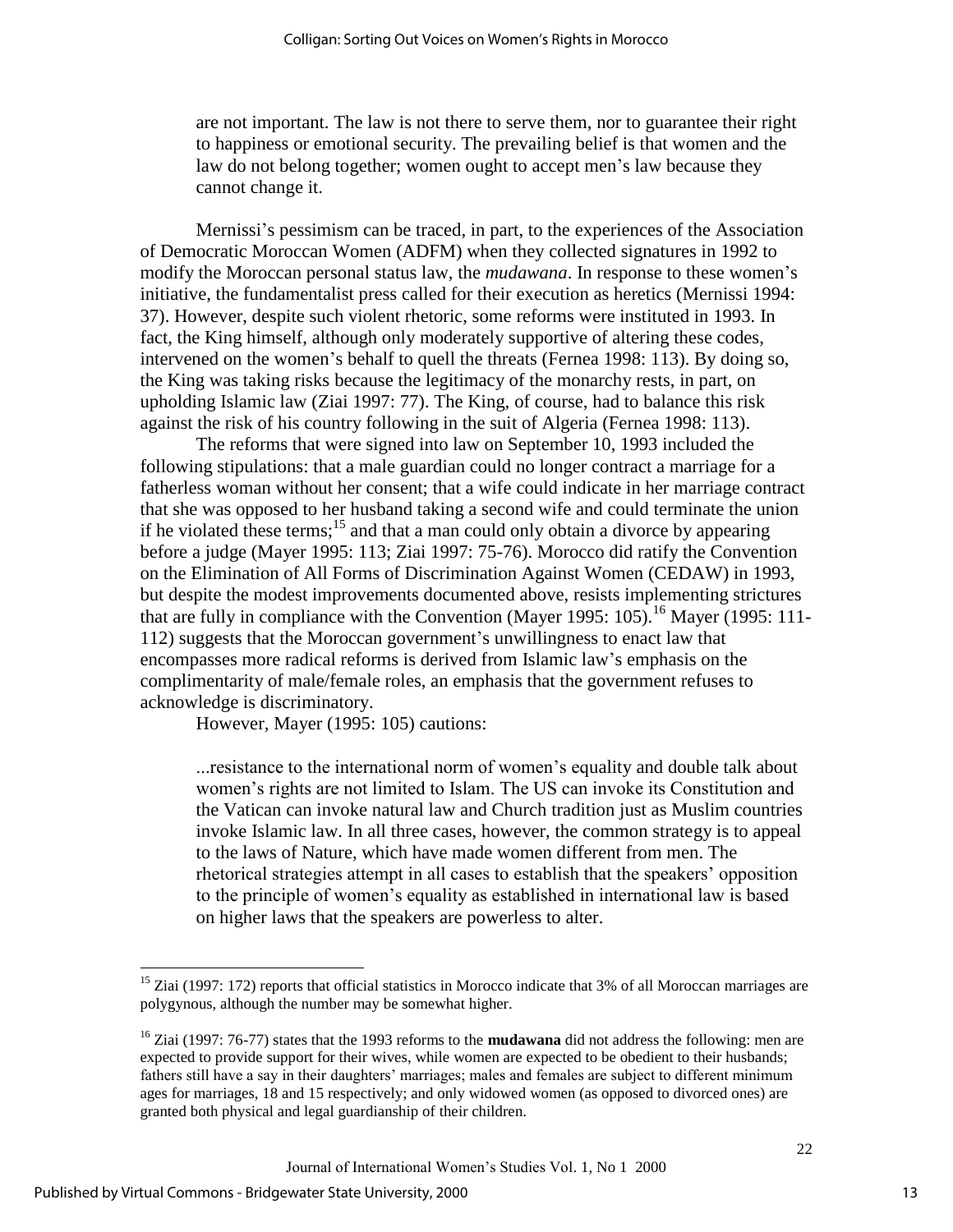> are not important. The law is not there to serve them, nor to guarantee their right to happiness or emotional security. The prevailing belief is that women and the law do not belong together; women ought to accept men's law because they cannot change it.

Mernissi's pessimism can be traced, in part, to the experiences of the Association of Democratic Moroccan Women (ADFM) when they collected signatures in 1992 to modify the Moroccan personal status law, the *mudawana*. In response to these women's initiative, the fundamentalist press called for their execution as heretics (Mernissi 1994: 37). However, despite such violent rhetoric, some reforms were instituted in 1993. In fact, the King himself, although only moderately supportive of altering these codes, intervened on the women's behalf to quell the threats (Fernea 1998: 113). By doing so, the King was taking risks because the legitimacy of the monarchy rests, in part, on upholding Islamic law (Ziai 1997: 77). The King, of course, had to balance this risk against the risk of his country following in the suit of Algeria (Fernea 1998: 113).

The reforms that were signed into law on September 10, 1993 included the following stipulations: that a male guardian could no longer contract a marriage for a fatherless woman without her consent; that a wife could indicate in her marriage contract that she was opposed to her husband taking a second wife and could terminate the union if he violated these terms;[15] and that a man could only obtain a divorce by appearing before a judge (Mayer 1995: 113; Ziai 1997: 75-76). Morocco did ratify the Convention on the Elimination of All Forms of Discrimination Against Women (CEDAW) in 1993, but despite the modest improvements documented above, resists implementing strictures that are fully in compliance with the Convention (Mayer 1995: 105).[16] Mayer (1995: 111-112) suggests that the Moroccan government's unwillingness to enact law that encompasses more radical reforms is derived from Islamic law's emphasis on the complimentarity of male/female roles, an emphasis that the government refuses to acknowledge is discriminatory.

However, Mayer (1995: 105) cautions:

> ...resistance to the international norm of women's equality and double talk about women's rights are not limited to Islam. The US can invoke its Constitution and the Vatican can invoke natural law and Church tradition just as Muslim countries invoke Islamic law. In all three cases, however, the common strategy is to appeal to the laws of Nature, which have made women different from men. The rhetorical strategies attempt in all cases to establish that the speakers' opposition to the principle of women's equality as established in international law is based on higher laws that the speakers are powerless to alter.

---

[15] Ziai (1997: 172) reports that official statistics in Morocco indicate that 3% of all Moroccan marriages are polygynous, although the number may be somewhat higher.

[16] Ziai (1997: 76-77) states that the 1993 reforms to the **mudawana** did not address the following: men are expected to provide support for their wives, while women are expected to be obedient to their husbands; fathers still have a say in their daughters' marriages; males and females are subject to different minimum ages for marriages, 18 and 15 respectively; and only widowed women (as opposed to divorced ones) are granted both physical and legal guardianship of their children.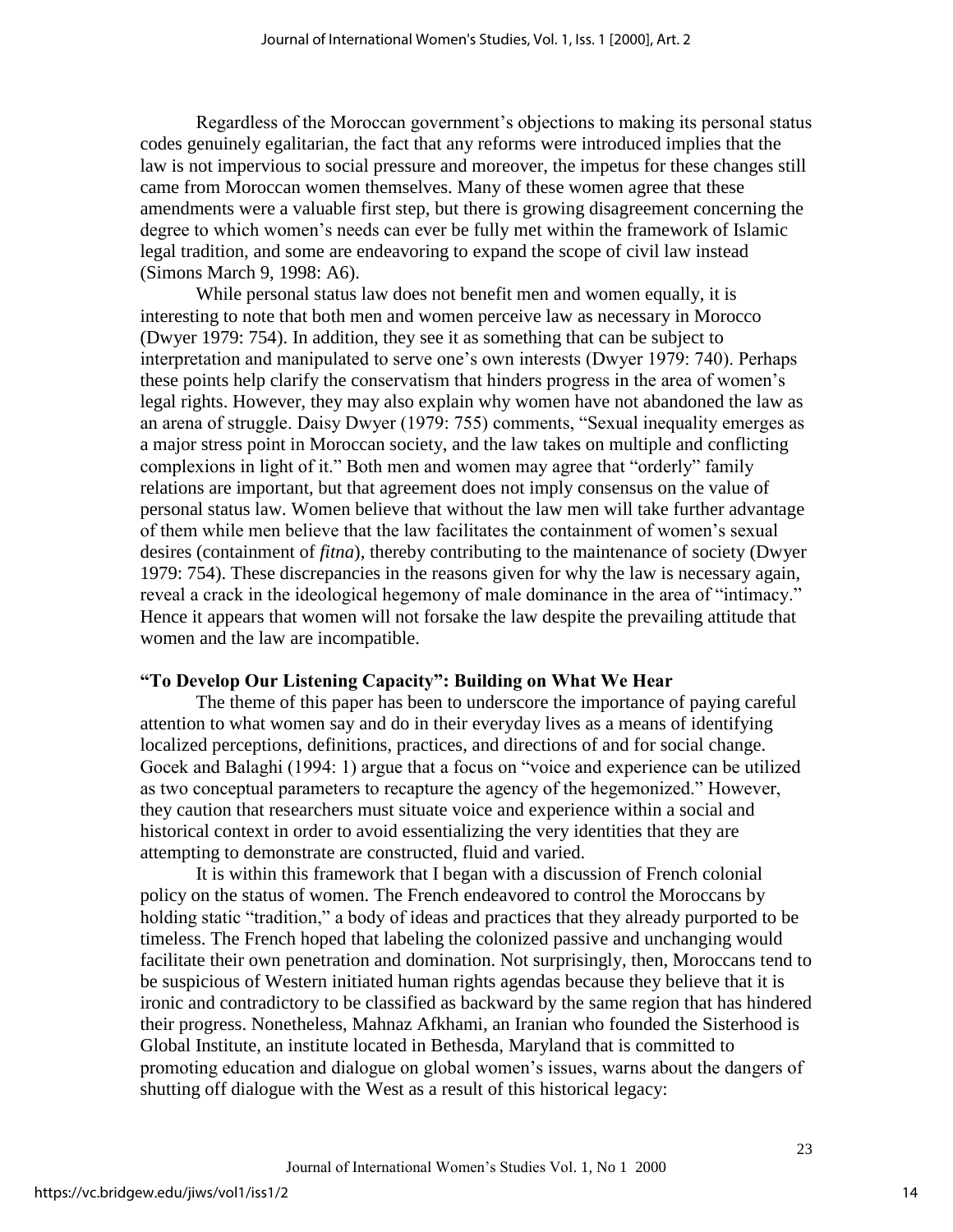Regardless of the Moroccan government's objections to making its personal status codes genuinely egalitarian, the fact that any reforms were introduced implies that the law is not impervious to social pressure and moreover, the impetus for these changes still came from Moroccan women themselves. Many of these women agree that these amendments were a valuable first step, but there is growing disagreement concerning the degree to which women's needs can ever be fully met within the framework of Islamic legal tradition, and some are endeavoring to expand the scope of civil law instead (Simons March 9, 1998: A6).

While personal status law does not benefit men and women equally, it is interesting to note that both men and women perceive law as necessary in Morocco (Dwyer 1979: 754). In addition, they see it as something that can be subject to interpretation and manipulated to serve one's own interests (Dwyer 1979: 740). Perhaps these points help clarify the conservatism that hinders progress in the area of women's legal rights. However, they may also explain why women have not abandoned the law as an arena of struggle. Daisy Dwyer (1979: 755) comments, "Sexual inequality emerges as a major stress point in Moroccan society, and the law takes on multiple and conflicting complexions in light of it." Both men and women may agree that "orderly" family relations are important, but that agreement does not imply consensus on the value of personal status law. Women believe that without the law men will take further advantage of them while men believe that the law facilitates the containment of women's sexual desires (containment of *fitna*), thereby contributing to the maintenance of society (Dwyer 1979: 754). These discrepancies in the reasons given for why the law is necessary again, reveal a crack in the ideological hegemony of male dominance in the area of "intimacy." Hence it appears that women will not forsake the law despite the prevailing attitude that women and the law are incompatible.

## "To Develop Our Listening Capacity": Building on What We Hear

The theme of this paper has been to underscore the importance of paying careful attention to what women say and do in their everyday lives as a means of identifying localized perceptions, definitions, practices, and directions of and for social change. Gocek and Balaghi (1994: 1) argue that a focus on "voice and experience can be utilized as two conceptual parameters to recapture the agency of the hegemonized." However, they caution that researchers must situate voice and experience within a social and historical context in order to avoid essentializing the very identities that they are attempting to demonstrate are constructed, fluid and varied.

It is within this framework that I began with a discussion of French colonial policy on the status of women. The French endeavored to control the Moroccans by holding static "tradition," a body of ideas and practices that they already purported to be timeless. The French hoped that labeling the colonized passive and unchanging would facilitate their own penetration and domination. Not surprisingly, then, Moroccans tend to be suspicious of Western initiated human rights agendas because they believe that it is ironic and contradictory to be classified as backward by the same region that has hindered their progress. Nonetheless, Mahnaz Afkhami, an Iranian who founded the Sisterhood is Global Institute, an institute located in Bethesda, Maryland that is committed to promoting education and dialogue on global women's issues, warns about the dangers of shutting off dialogue with the West as a result of this historical legacy: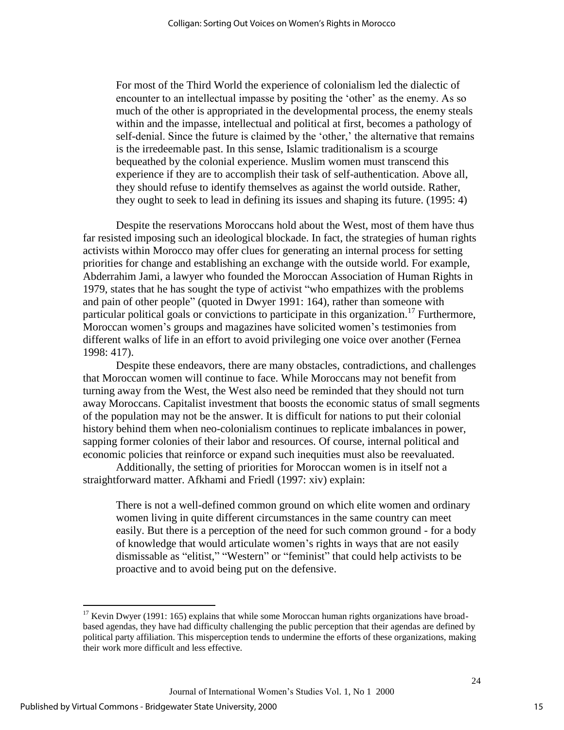> For most of the Third World the experience of colonialism led the dialectic of encounter to an intellectual impasse by positing the 'other' as the enemy. As so much of the other is appropriated in the developmental process, the enemy steals within and the impasse, intellectual and political at first, becomes a pathology of self-denial. Since the future is claimed by the 'other,' the alternative that remains is the irredeemable past. In this sense, Islamic traditionalism is a scourge bequeathed by the colonial experience. Muslim women must transcend this experience if they are to accomplish their task of self-authentication. Above all, they should refuse to identify themselves as against the world outside. Rather, they ought to seek to lead in defining its issues and shaping its future. (1995: 4)

Despite the reservations Moroccans hold about the West, most of them have thus far resisted imposing such an ideological blockade. In fact, the strategies of human rights activists within Morocco may offer clues for generating an internal process for setting priorities for change and establishing an exchange with the outside world. For example, Abderrahim Jami, a lawyer who founded the Moroccan Association of Human Rights in 1979, states that he has sought the type of activist "who empathizes with the problems and pain of other people" (quoted in Dwyer 1991: 164), rather than someone with particular political goals or convictions to participate in this organization.[17] Furthermore, Moroccan women's groups and magazines have solicited women's testimonies from different walks of life in an effort to avoid privileging one voice over another (Fernea 1998: 417).

Despite these endeavors, there are many obstacles, contradictions, and challenges that Moroccan women will continue to face. While Moroccans may not benefit from turning away from the West, the West also need be reminded that they should not turn away Moroccans. Capitalist investment that boosts the economic status of small segments of the population may not be the answer. It is difficult for nations to put their colonial history behind them when neo-colonialism continues to replicate imbalances in power, sapping former colonies of their labor and resources. Of course, internal political and economic policies that reinforce or expand such inequities must also be reevaluated.

Additionally, the setting of priorities for Moroccan women is in itself not a straightforward matter. Afkhami and Friedl (1997: xiv) explain:

> There is not a well-defined common ground on which elite women and ordinary women living in quite different circumstances in the same country can meet easily. But there is a perception of the need for such common ground - for a body of knowledge that would articulate women's rights in ways that are not easily dismissable as "elitist," "Western" or "feminist" that could help activists to be proactive and to avoid being put on the defensive.

---

[17] Kevin Dwyer (1991: 165) explains that while some Moroccan human rights organizations have broad-based agendas, they have had difficulty challenging the public perception that their agendas are defined by political party affiliation. This misperception tends to undermine the efforts of these organizations, making their work more difficult and less effective.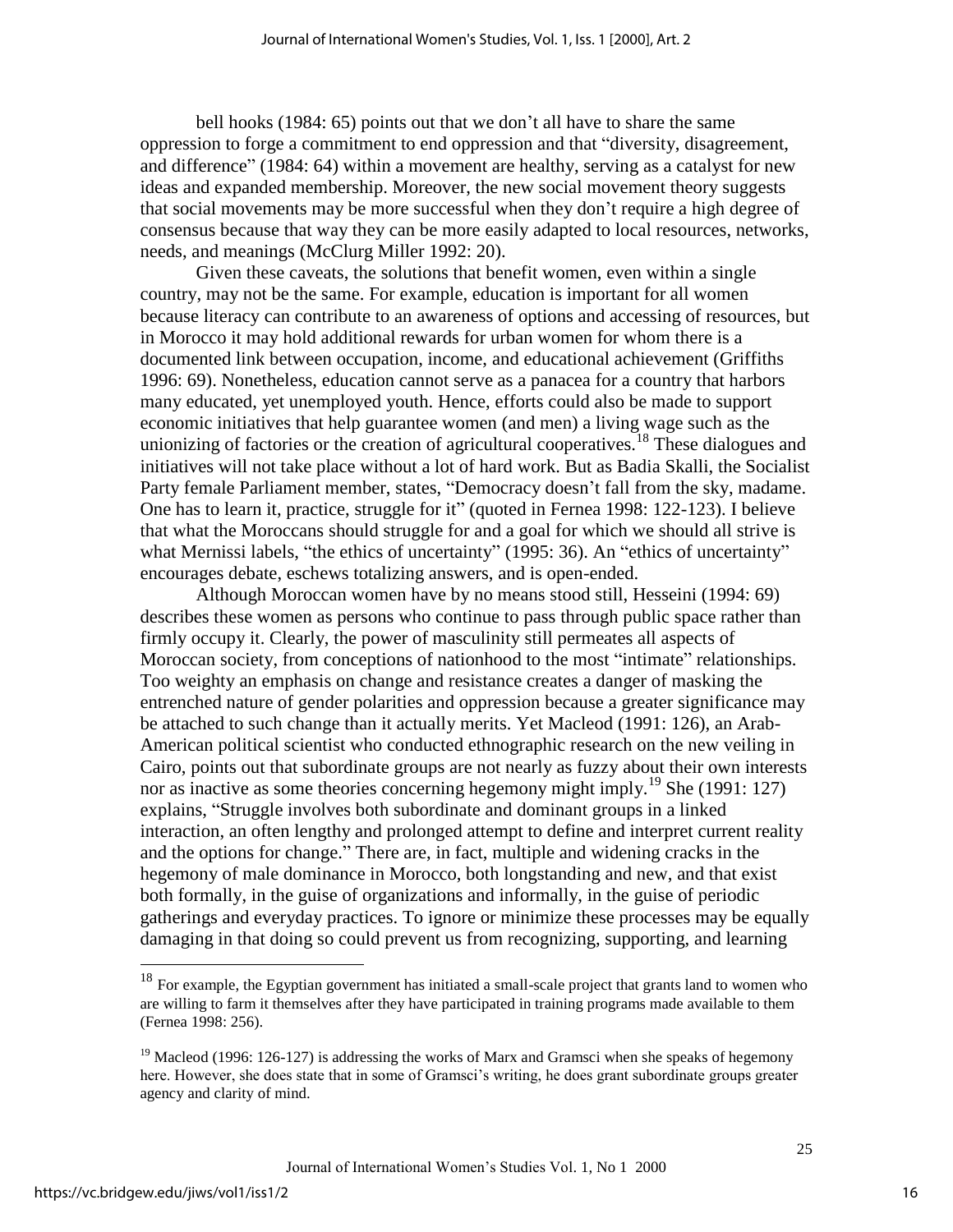bell hooks (1984: 65) points out that we don't all have to share the same oppression to forge a commitment to end oppression and that "diversity, disagreement, and difference" (1984: 64) within a movement are healthy, serving as a catalyst for new ideas and expanded membership. Moreover, the new social movement theory suggests that social movements may be more successful when they don't require a high degree of consensus because that way they can be more easily adapted to local resources, networks, needs, and meanings (McClurg Miller 1992: 20).

Given these caveats, the solutions that benefit women, even within a single country, may not be the same. For example, education is important for all women because literacy can contribute to an awareness of options and accessing of resources, but in Morocco it may hold additional rewards for urban women for whom there is a documented link between occupation, income, and educational achievement (Griffiths 1996: 69). Nonetheless, education cannot serve as a panacea for a country that harbors many educated, yet unemployed youth. Hence, efforts could also be made to support economic initiatives that help guarantee women (and men) a living wage such as the unionizing of factories or the creation of agricultural cooperatives.[18] These dialogues and initiatives will not take place without a lot of hard work. But as Badia Skalli, the Socialist Party female Parliament member, states, "Democracy doesn't fall from the sky, madame. One has to learn it, practice, struggle for it" (quoted in Fernea 1998: 122-123). I believe that what the Moroccans should struggle for and a goal for which we should all strive is what Mernissi labels, "the ethics of uncertainty" (1995: 36). An "ethics of uncertainty" encourages debate, eschews totalizing answers, and is open-ended.

Although Moroccan women have by no means stood still, Hesseini (1994: 69) describes these women as persons who continue to pass through public space rather than firmly occupy it. Clearly, the power of masculinity still permeates all aspects of Moroccan society, from conceptions of nationhood to the most "intimate" relationships. Too weighty an emphasis on change and resistance creates a danger of masking the entrenched nature of gender polarities and oppression because a greater significance may be attached to such change than it actually merits. Yet Macleod (1991: 126), an Arab-American political scientist who conducted ethnographic research on the new veiling in Cairo, points out that subordinate groups are not nearly as fuzzy about their own interests nor as inactive as some theories concerning hegemony might imply.[19] She (1991: 127) explains, "Struggle involves both subordinate and dominant groups in a linked interaction, an often lengthy and prolonged attempt to define and interpret current reality and the options for change." There are, in fact, multiple and widening cracks in the hegemony of male dominance in Morocco, both longstanding and new, and that exist both formally, in the guise of organizations and informally, in the guise of periodic gatherings and everyday practices. To ignore or minimize these processes may be equally damaging in that doing so could prevent us from recognizing, supporting, and learning

---

[18] For example, the Egyptian government has initiated a small-scale project that grants land to women who are willing to farm it themselves after they have participated in training programs made available to them (Fernea 1998: 256).

[19] Macleod (1996: 126-127) is addressing the works of Marx and Gramsci when she speaks of hegemony here. However, she does state that in some of Gramsci's writing, he does grant subordinate groups greater agency and clarity of mind.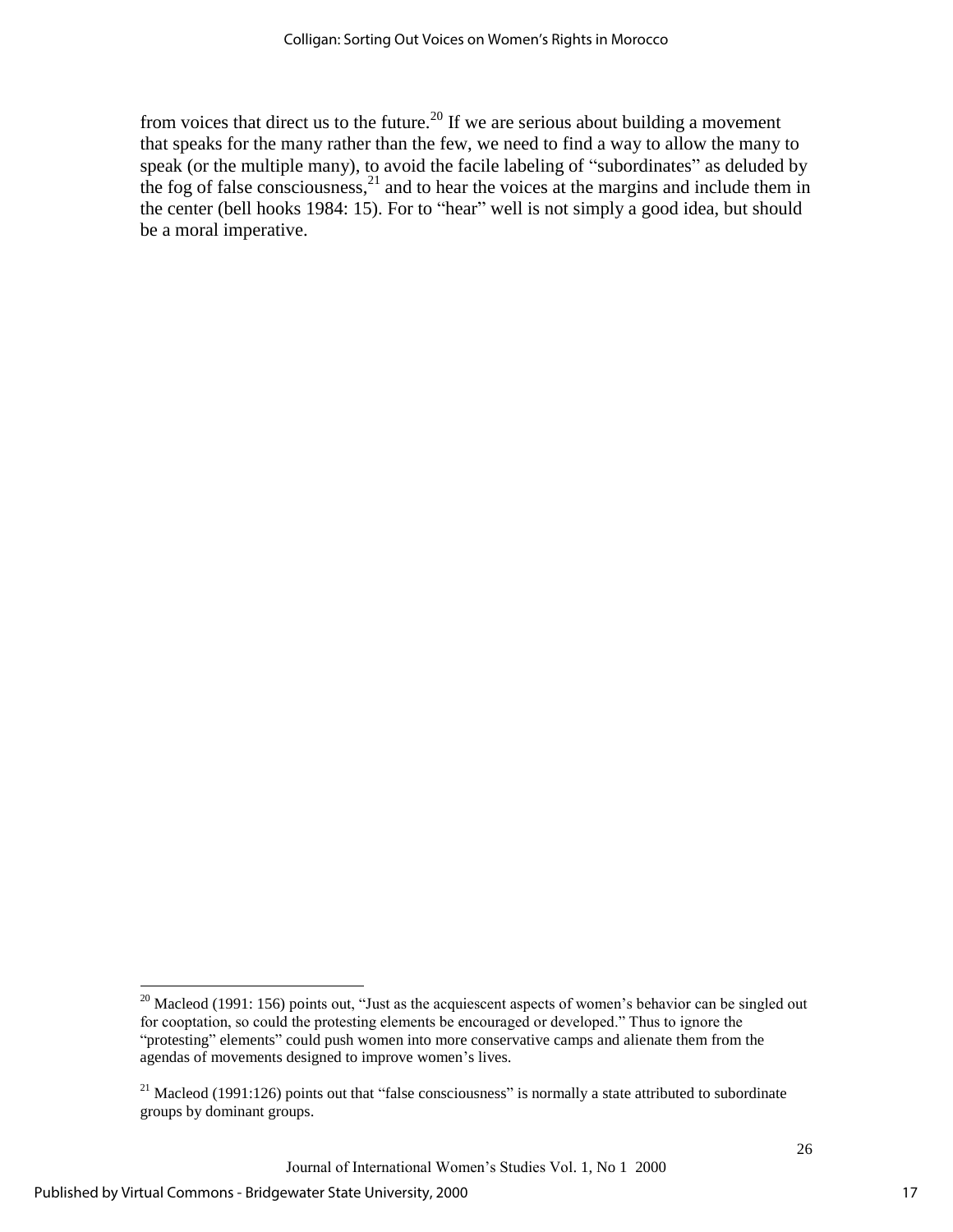from voices that direct us to the future.[20] If we are serious about building a movement that speaks for the many rather than the few, we need to find a way to allow the many to speak (or the multiple many), to avoid the facile labeling of "subordinates" as deluded by the fog of false consciousness,[21] and to hear the voices at the margins and include them in the center (bell hooks 1984: 15). For to "hear" well is not simply a good idea, but should be a moral imperative.

---

[20] Macleod (1991: 156) points out, "Just as the acquiescent aspects of women's behavior can be singled out for cooptation, so could the protesting elements be encouraged or developed." Thus to ignore the "protesting" elements" could push women into more conservative camps and alienate them from the agendas of movements designed to improve women's lives.

[21] Macleod (1991:126) points out that "false consciousness" is normally a state attributed to subordinate groups by dominant groups.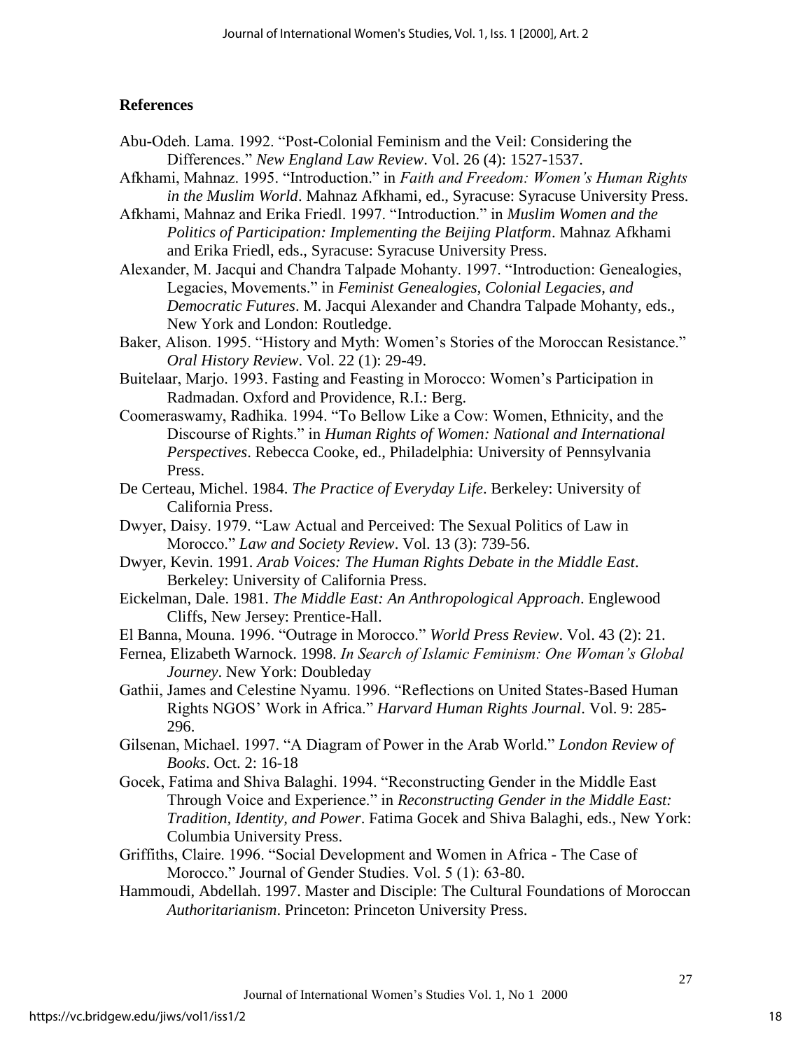## References

Abu-Odeh. Lama. 1992. "Post-Colonial Feminism and the Veil: Considering the Differences." *New England Law Review*. Vol. 26 (4): 1527-1537.

Afkhami, Mahnaz. 1995. "Introduction." in *Faith and Freedom: Women's Human Rights in the Muslim World*. Mahnaz Afkhami, ed., Syracuse: Syracuse University Press.

Afkhami, Mahnaz and Erika Friedl. 1997. "Introduction." in *Muslim Women and the Politics of Participation: Implementing the Beijing Platform*. Mahnaz Afkhami and Erika Friedl, eds., Syracuse: Syracuse University Press.

Alexander, M. Jacqui and Chandra Talpade Mohanty. 1997. "Introduction: Genealogies, Legacies, Movements." in *Feminist Genealogies, Colonial Legacies, and Democratic Futures*. M. Jacqui Alexander and Chandra Talpade Mohanty, eds., New York and London: Routledge.

Baker, Alison. 1995. "History and Myth: Women's Stories of the Moroccan Resistance." *Oral History Review*. Vol. 22 (1): 29-49.

Buitelaar, Marjo. 1993. Fasting and Feasting in Morocco: Women's Participation in Radmadan. Oxford and Providence, R.I.: Berg.

Coomeraswamy, Radhika. 1994. "To Bellow Like a Cow: Women, Ethnicity, and the Discourse of Rights." in *Human Rights of Women: National and International Perspectives*. Rebecca Cooke, ed., Philadelphia: University of Pennsylvania Press.

De Certeau, Michel. 1984. *The Practice of Everyday Life*. Berkeley: University of California Press.

Dwyer, Daisy. 1979. "Law Actual and Perceived: The Sexual Politics of Law in Morocco." *Law and Society Review*. Vol. 13 (3): 739-56.

Dwyer, Kevin. 1991. *Arab Voices: The Human Rights Debate in the Middle East*. Berkeley: University of California Press.

Eickelman, Dale. 1981. *The Middle East: An Anthropological Approach*. Englewood Cliffs, New Jersey: Prentice-Hall.

El Banna, Mouna. 1996. "Outrage in Morocco." *World Press Review*. Vol. 43 (2): 21.

Fernea, Elizabeth Warnock. 1998. *In Search of Islamic Feminism: One Woman's Global Journey*. New York: Doubleday

Gathii, James and Celestine Nyamu. 1996. "Reflections on United States-Based Human Rights NGOS' Work in Africa." *Harvard Human Rights Journal*. Vol. 9: 285-296.

Gilsenan, Michael. 1997. "A Diagram of Power in the Arab World." *London Review of Books*. Oct. 2: 16-18

Gocek, Fatima and Shiva Balaghi. 1994. "Reconstructing Gender in the Middle East Through Voice and Experience." in *Reconstructing Gender in the Middle East: Tradition, Identity, and Power*. Fatima Gocek and Shiva Balaghi, eds., New York: Columbia University Press.

Griffiths, Claire. 1996. "Social Development and Women in Africa - The Case of Morocco." Journal of Gender Studies. Vol. 5 (1): 63-80.

Hammoudi, Abdellah. 1997. Master and Disciple: The Cultural Foundations of Moroccan *Authoritarianism*. Princeton: Princeton University Press.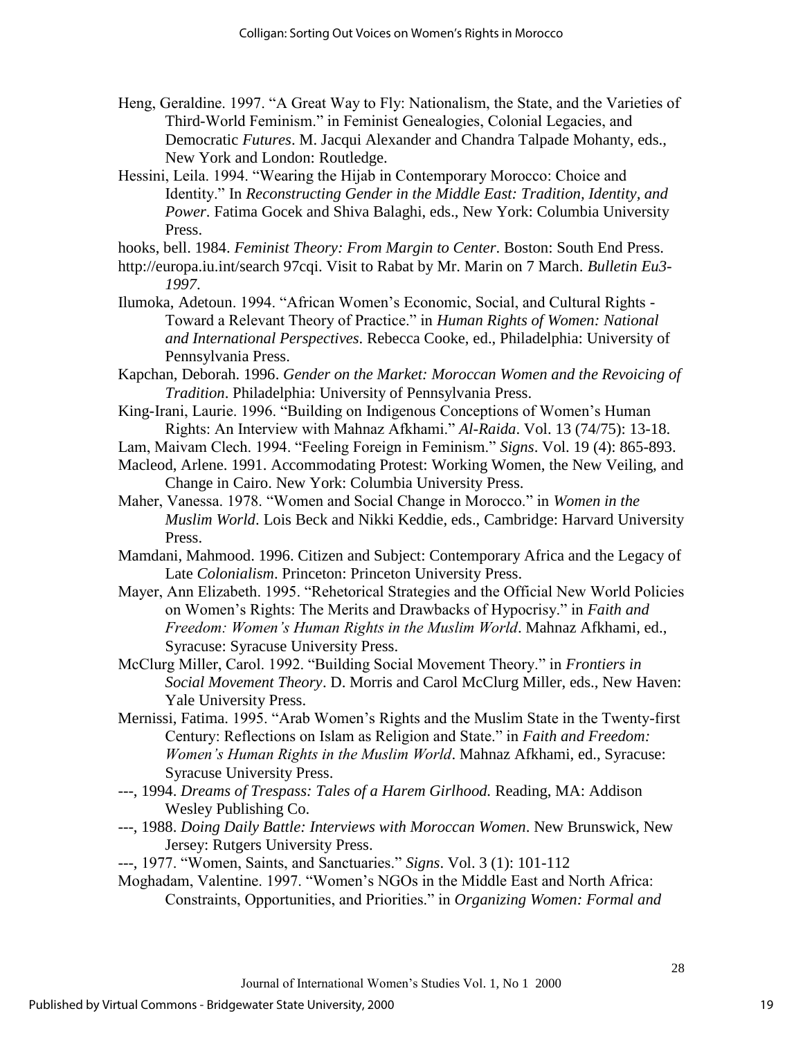Heng, Geraldine. 1997. "A Great Way to Fly: Nationalism, the State, and the Varieties of Third-World Feminism." in Feminist Genealogies, Colonial Legacies, and Democratic *Futures*. M. Jacqui Alexander and Chandra Talpade Mohanty, eds., New York and London: Routledge.

Hessini, Leila. 1994. "Wearing the Hijab in Contemporary Morocco: Choice and Identity." In *Reconstructing Gender in the Middle East: Tradition, Identity, and Power*. Fatima Gocek and Shiva Balaghi, eds., New York: Columbia University Press.

hooks, bell. 1984. *Feminist Theory: From Margin to Center*. Boston: South End Press.

http://europa.iu.int/search 97cqi. Visit to Rabat by Mr. Marin on 7 March. *Bulletin Eu3-1997*.

Ilumoka, Adetoun. 1994. "African Women's Economic, Social, and Cultural Rights - Toward a Relevant Theory of Practice." in *Human Rights of Women: National and International Perspectives*. Rebecca Cooke, ed., Philadelphia: University of Pennsylvania Press.

Kapchan, Deborah. 1996. *Gender on the Market: Moroccan Women and the Revoicing of Tradition*. Philadelphia: University of Pennsylvania Press.

King-Irani, Laurie. 1996. "Building on Indigenous Conceptions of Women's Human Rights: An Interview with Mahnaz Afkhami." *Al-Raida*. Vol. 13 (74/75): 13-18.

Lam, Maivam Clech. 1994. "Feeling Foreign in Feminism." *Signs*. Vol. 19 (4): 865-893.

Macleod, Arlene. 1991. Accommodating Protest: Working Women, the New Veiling, and Change in Cairo. New York: Columbia University Press.

Maher, Vanessa. 1978. "Women and Social Change in Morocco." in *Women in the Muslim World*. Lois Beck and Nikki Keddie, eds., Cambridge: Harvard University Press.

Mamdani, Mahmood. 1996. Citizen and Subject: Contemporary Africa and the Legacy of Late *Colonialism*. Princeton: Princeton University Press.

Mayer, Ann Elizabeth. 1995. "Rehetorical Strategies and the Official New World Policies on Women's Rights: The Merits and Drawbacks of Hypocrisy." in *Faith and Freedom: Women's Human Rights in the Muslim World*. Mahnaz Afkhami, ed., Syracuse: Syracuse University Press.

McClurg Miller, Carol. 1992. "Building Social Movement Theory." in *Frontiers in Social Movement Theory*. D. Morris and Carol McClurg Miller, eds., New Haven: Yale University Press.

Mernissi, Fatima. 1995. "Arab Women's Rights and the Muslim State in the Twenty-first Century: Reflections on Islam as Religion and State." in *Faith and Freedom: Women's Human Rights in the Muslim World*. Mahnaz Afkhami, ed., Syracuse: Syracuse University Press.

---, 1994. *Dreams of Trespass: Tales of a Harem Girlhood.* Reading, MA: Addison Wesley Publishing Co.

---, 1988. *Doing Daily Battle: Interviews with Moroccan Women*. New Brunswick, New Jersey: Rutgers University Press.

---, 1977. "Women, Saints, and Sanctuaries." *Signs*. Vol. 3 (1): 101-112

Moghadam, Valentine. 1997. "Women's NGOs in the Middle East and North Africa: Constraints, Opportunities, and Priorities." in *Organizing Women: Formal and*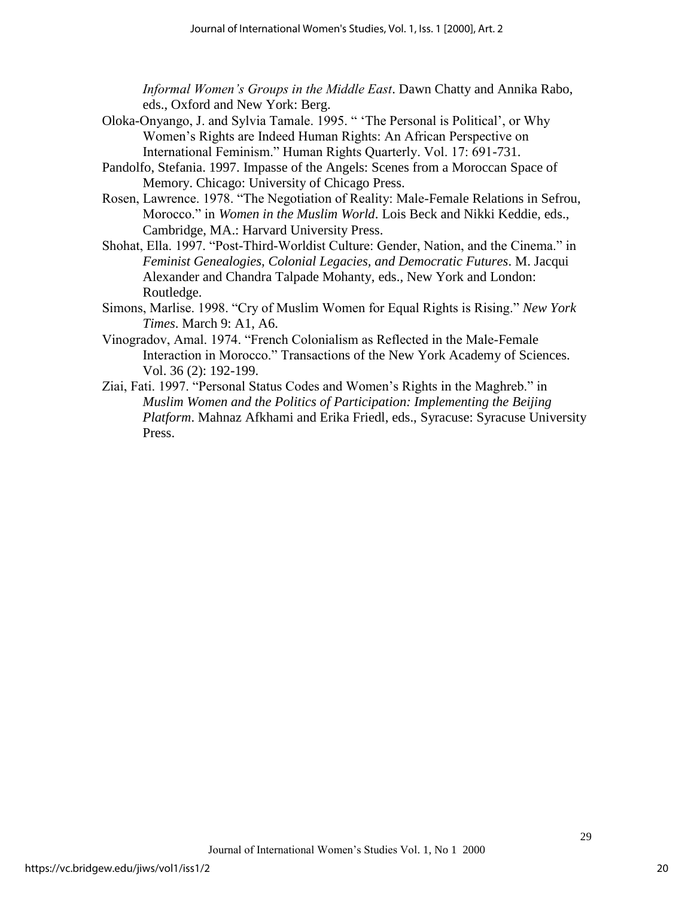*Informal Women's Groups in the Middle East*. Dawn Chatty and Annika Rabo, eds., Oxford and New York: Berg.

Oloka-Onyango, J. and Sylvia Tamale. 1995. " 'The Personal is Political', or Why Women's Rights are Indeed Human Rights: An African Perspective on International Feminism." Human Rights Quarterly. Vol. 17: 691-731.

Pandolfo, Stefania. 1997. Impasse of the Angels: Scenes from a Moroccan Space of Memory. Chicago: University of Chicago Press.

Rosen, Lawrence. 1978. "The Negotiation of Reality: Male-Female Relations in Sefrou, Morocco." in *Women in the Muslim World*. Lois Beck and Nikki Keddie, eds., Cambridge, MA.: Harvard University Press.

Shohat, Ella. 1997. "Post-Third-Worldist Culture: Gender, Nation, and the Cinema." in *Feminist Genealogies, Colonial Legacies, and Democratic Futures*. M. Jacqui Alexander and Chandra Talpade Mohanty, eds., New York and London: Routledge.

Simons, Marlise. 1998. "Cry of Muslim Women for Equal Rights is Rising." *New York Times*. March 9: A1, A6.

Vinogradov, Amal. 1974. "French Colonialism as Reflected in the Male-Female Interaction in Morocco." Transactions of the New York Academy of Sciences. Vol. 36 (2): 192-199.

Ziai, Fati. 1997. "Personal Status Codes and Women's Rights in the Maghreb." in *Muslim Women and the Politics of Participation: Implementing the Beijing Platform*. Mahnaz Afkhami and Erika Friedl, eds., Syracuse: Syracuse University Press.